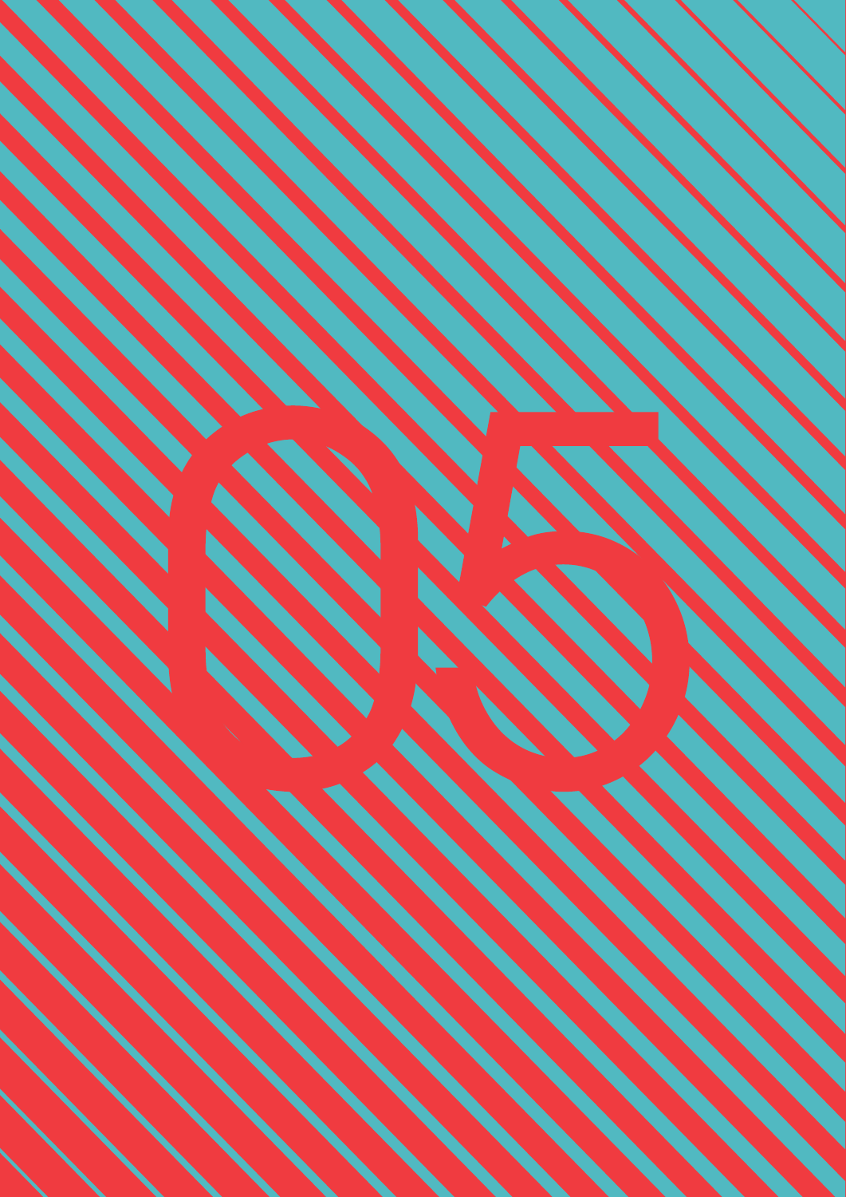05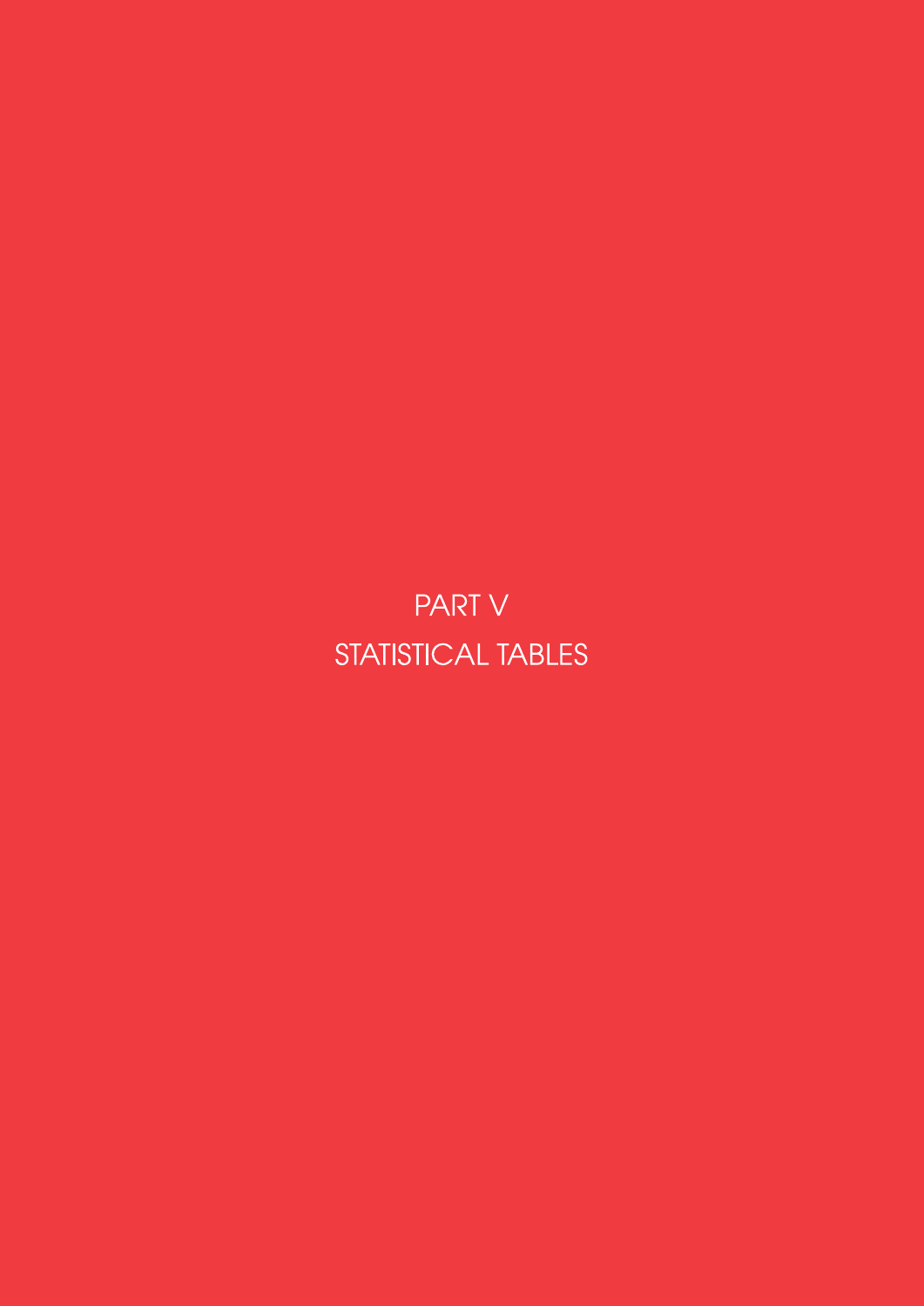# PART V

# STATISTICAL TABLES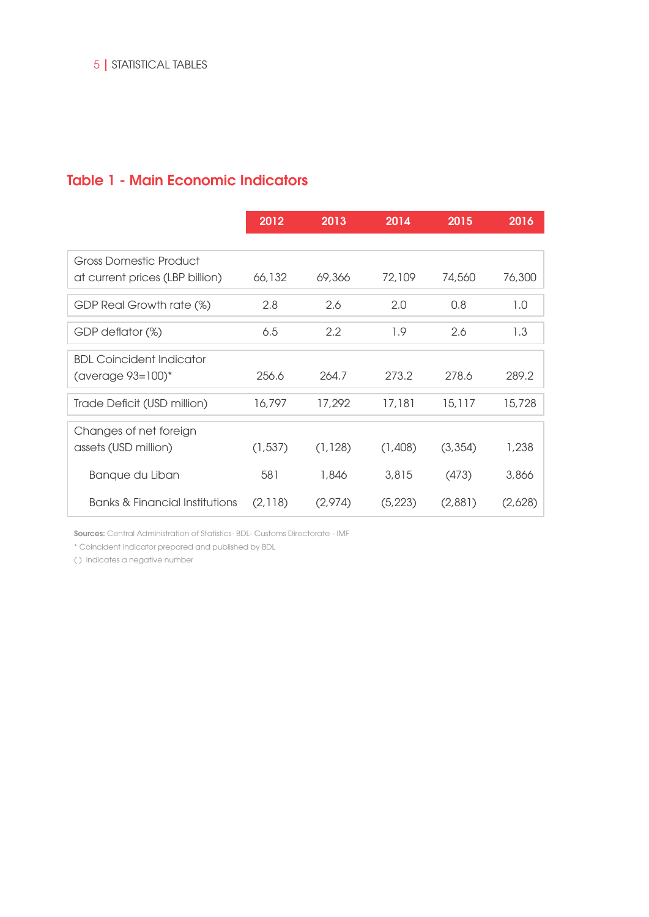## Table 1 - Main Economic Indicators

| | 2012 | 2013 | 2014 | 2015 | 2016 |
|---|---|---|---|---|---|
| Gross Domestic Product at current prices (LBP billion) | 66,132 | 69,366 | 72,109 | 74,560 | 76,300 |
| GDP Real Growth rate (%) | 2.8 | 2.6 | 2.0 | 0.8 | 1.0 |
| GDP deflator (%) | 6.5 | 2.2 | 1.9 | 2.6 | 1.3 |
| BDL Coincident Indicator (average 93=100)* | 256.6 | 264.7 | 273.2 | 278.6 | 289.2 |
| Trade Deficit (USD million) | 16,797 | 17,292 | 17,181 | 15,117 | 15,728 |
| Changes of net foreign assets (USD million) | (1,537) | (1,128) | (1,408) | (3,354) | 1,238 |
| Banque du Liban | 581 | 1,846 | 3,815 | (473) | 3,866 |
| Banks & Financial Institutions | (2,118) | (2,974) | (5,223) | (2,881) | (2,628) |

**Sources:** Central Administration of Statistics- BDL- Customs Directorate - IMF

\* Coincident indicator prepared and published by BDL

( ) indicates a negative number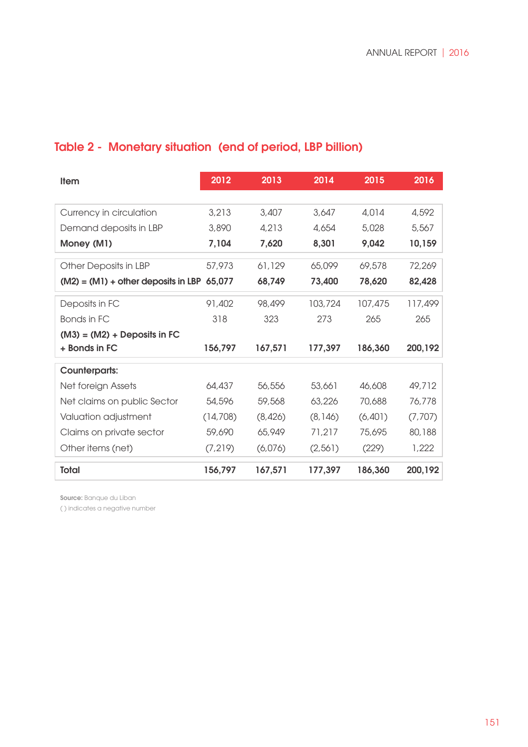## Table 2 - Monetary situation (end of period, LBP billion)

| Item | 2012 | 2013 | 2014 | 2015 | 2016 |
|---|---|---|---|---|---|
| Currency in circulation | 3,213 | 3,407 | 3,647 | 4,014 | 4,592 |
| Demand deposits in LBP | 3,890 | 4,213 | 4,654 | 5,028 | 5,567 |
| **Money (M1)** | **7,104** | **7,620** | **8,301** | **9,042** | **10,159** |
| Other Deposits in LBP | 57,973 | 61,129 | 65,099 | 69,578 | 72,269 |
| **(M2) = (M1) + other deposits in LBP** | **65,077** | **68,749** | **73,400** | **78,620** | **82,428** |
| Deposits in FC | 91,402 | 98,499 | 103,724 | 107,475 | 117,499 |
| Bonds in FC | 318 | 323 | 273 | 265 | 265 |
| **(M3) = (M2) + Deposits in FC + Bonds in FC** | **156,797** | **167,571** | **177,397** | **186,360** | **200,192** |
| **Counterparts:** | | | | | |
| Net foreign Assets | 64,437 | 56,556 | 53,661 | 46,608 | 49,712 |
| Net claims on public Sector | 54,596 | 59,568 | 63,226 | 70,688 | 76,778 |
| Valuation adjustment | (14,708) | (8,426) | (8,146) | (6,401) | (7,707) |
| Claims on private sector | 59,690 | 65,949 | 71,217 | 75,695 | 80,188 |
| Other items (net) | (7,219) | (6,076) | (2,561) | (229) | 1,222 |
| **Total** | **156,797** | **167,571** | **177,397** | **186,360** | **200,192** |

**Source:** Banque du Liban
( ) indicates a negative number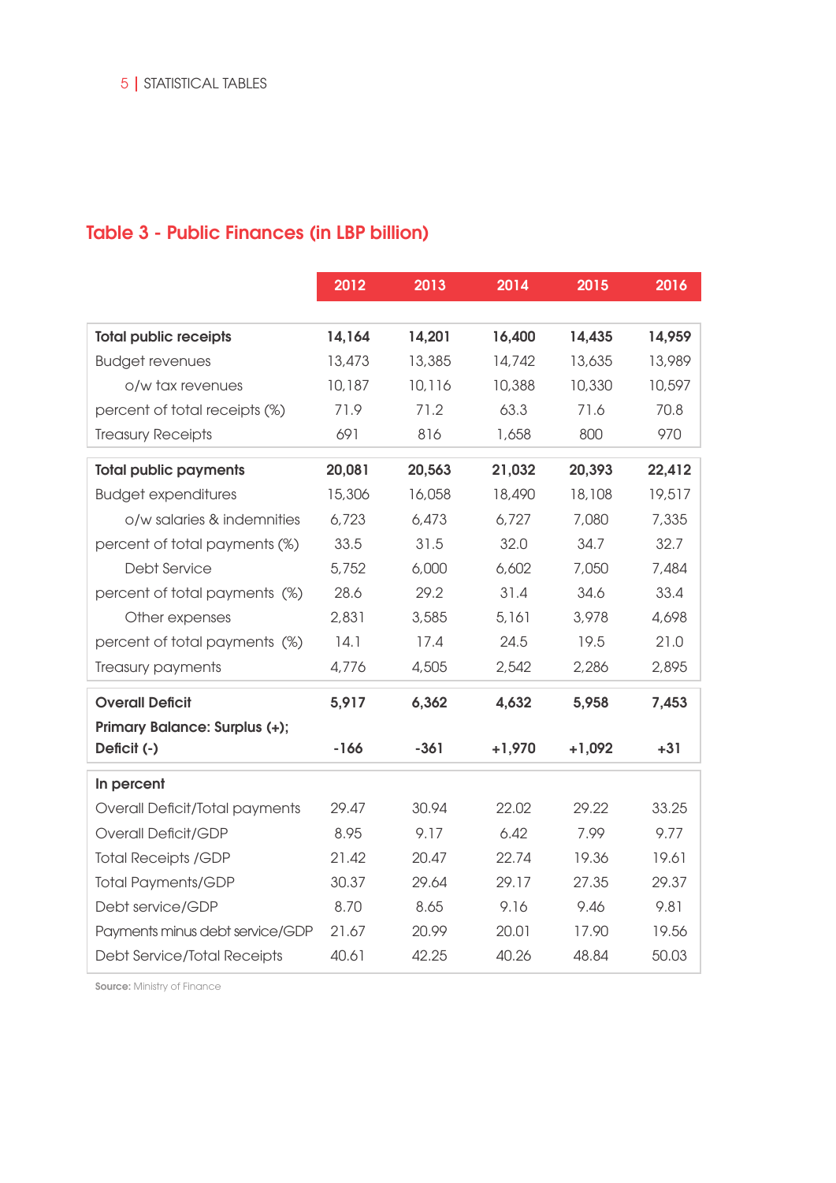## Table 3 - Public Finances (in LBP billion)

| | 2012 | 2013 | 2014 | 2015 | 2016 |
|---|---|---|---|---|---|
| **Total public receipts** | **14,164** | **14,201** | **16,400** | **14,435** | **14,959** |
| Budget revenues | 13,473 | 13,385 | 14,742 | 13,635 | 13,989 |
| o/w tax revenues | 10,187 | 10,116 | 10,388 | 10,330 | 10,597 |
| percent of total receipts (%) | 71.9 | 71.2 | 63.3 | 71.6 | 70.8 |
| Treasury Receipts | 691 | 816 | 1,658 | 800 | 970 |
| **Total public payments** | **20,081** | **20,563** | **21,032** | **20,393** | **22,412** |
| Budget expenditures | 15,306 | 16,058 | 18,490 | 18,108 | 19,517 |
| o/w salaries & indemnities | 6,723 | 6,473 | 6,727 | 7,080 | 7,335 |
| percent of total payments (%) | 33.5 | 31.5 | 32.0 | 34.7 | 32.7 |
| Debt Service | 5,752 | 6,000 | 6,602 | 7,050 | 7,484 |
| percent of total payments (%) | 28.6 | 29.2 | 31.4 | 34.6 | 33.4 |
| Other expenses | 2,831 | 3,585 | 5,161 | 3,978 | 4,698 |
| percent of total payments (%) | 14.1 | 17.4 | 24.5 | 19.5 | 21.0 |
| Treasury payments | 4,776 | 4,505 | 2,542 | 2,286 | 2,895 |
| **Overall Deficit** | **5,917** | **6,362** | **4,632** | **5,958** | **7,453** |
| **Primary Balance: Surplus (+); Deficit (-)** | **-166** | **-361** | **+1,970** | **+1,092** | **+31** |
| **In percent** | | | | | |
| Overall Deficit/Total payments | 29.47 | 30.94 | 22.02 | 29.22 | 33.25 |
| Overall Deficit/GDP | 8.95 | 9.17 | 6.42 | 7.99 | 9.77 |
| Total Receipts /GDP | 21.42 | 20.47 | 22.74 | 19.36 | 19.61 |
| Total Payments/GDP | 30.37 | 29.64 | 29.17 | 27.35 | 29.37 |
| Debt service/GDP | 8.70 | 8.65 | 9.16 | 9.46 | 9.81 |
| Payments minus debt service/GDP | 21.67 | 20.99 | 20.01 | 17.90 | 19.56 |
| Debt Service/Total Receipts | 40.61 | 42.25 | 40.26 | 48.84 | 50.03 |

**Source:** Ministry of Finance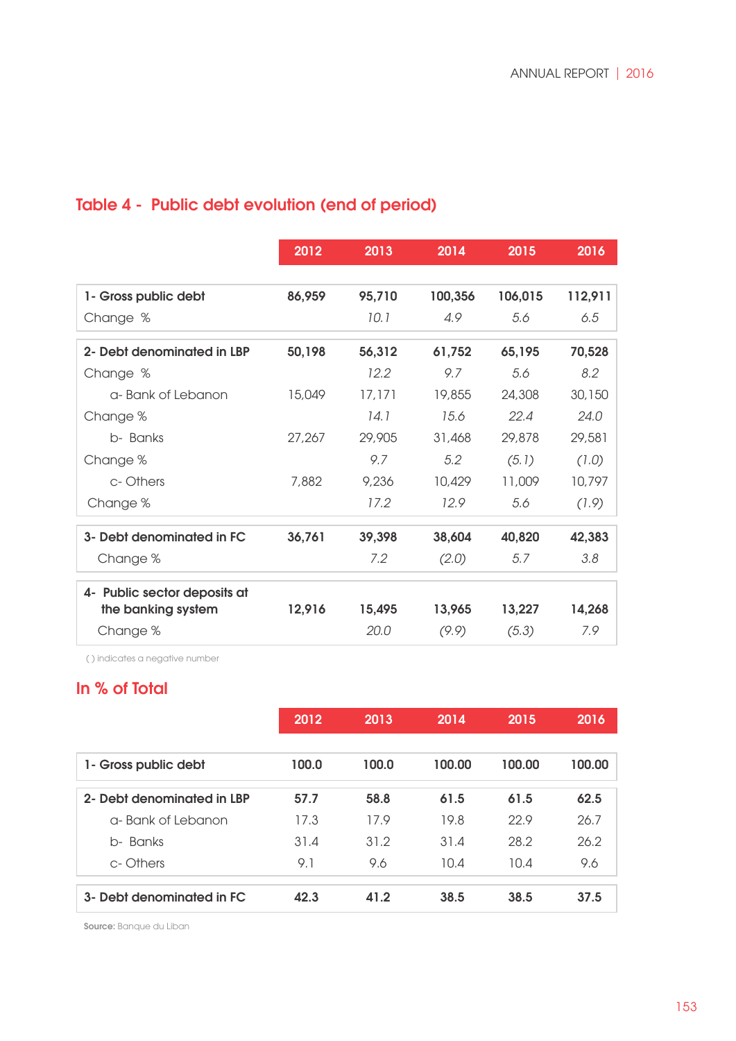## Table 4 - Public debt evolution (end of period)

| | 2012 | 2013 | 2014 | 2015 | 2016 |
|---|---|---|---|---|---|
| **1- Gross public debt** | **86,959** | **95,710** | **100,356** | **106,015** | **112,911** |
| Change % | | *10.1* | *4.9* | *5.6* | *6.5* |
| **2- Debt denominated in LBP** | **50,198** | **56,312** | **61,752** | **65,195** | **70,528** |
| Change % | | *12.2* | *9.7* | *5.6* | *8.2* |
| a- Bank of Lebanon | 15,049 | 17,171 | 19,855 | 24,308 | 30,150 |
| Change % | | *14.1* | *15.6* | *22.4* | *24.0* |
| b- Banks | 27,267 | 29,905 | 31,468 | 29,878 | 29,581 |
| Change % | | *9.7* | *5.2* | *(5.1)* | *(1.0)* |
| c- Others | 7,882 | 9,236 | 10,429 | 11,009 | 10,797 |
| Change % | | *17.2* | *12.9* | *5.6* | *(1.9)* |
| **3- Debt denominated in FC** | **36,761** | **39,398** | **38,604** | **40,820** | **42,383** |
| Change % | | *7.2* | *(2.0)* | *5.7* | *3.8* |
| **4- Public sector deposits at the banking system** | **12,916** | **15,495** | **13,965** | **13,227** | **14,268** |
| Change % | | *20.0* | *(9.9)* | *(5.3)* | *7.9* |

( ) indicates a negative number

## In % of Total

| | 2012 | 2013 | 2014 | 2015 | 2016 |
|---|---|---|---|---|---|
| **1- Gross public debt** | **100.0** | **100.0** | **100.00** | **100.00** | **100.00** |
| **2- Debt denominated in LBP** | **57.7** | **58.8** | **61.5** | **61.5** | **62.5** |
| a- Bank of Lebanon | 17.3 | 17.9 | 19.8 | 22.9 | 26.7 |
| b- Banks | 31.4 | 31.2 | 31.4 | 28.2 | 26.2 |
| c- Others | 9.1 | 9.6 | 10.4 | 10.4 | 9.6 |
| **3- Debt denominated in FC** | **42.3** | **41.2** | **38.5** | **38.5** | **37.5** |

**Source:** Banque du Liban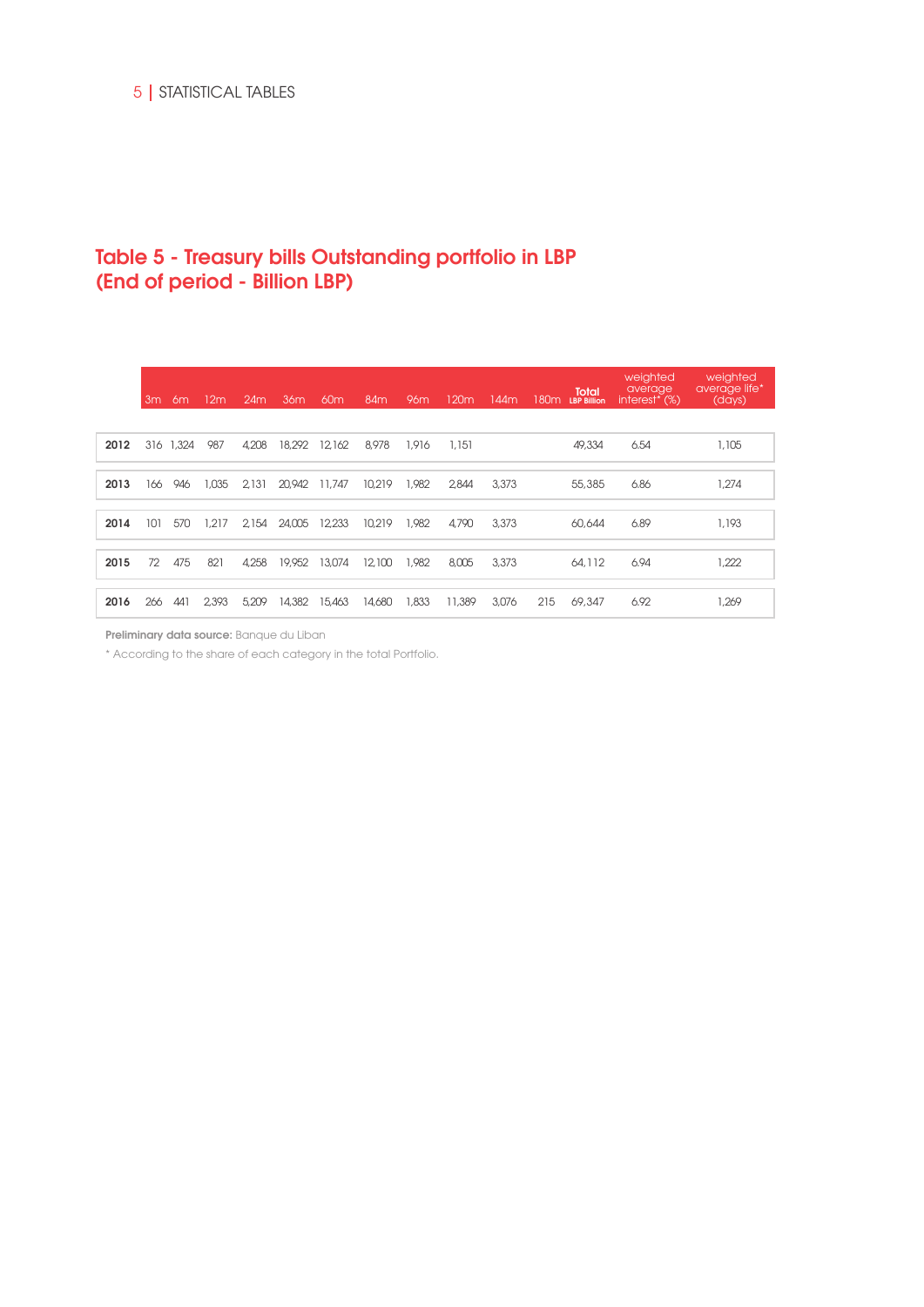## Table 5 - Treasury bills Outstanding portfolio in LBP (End of period - Billion LBP)

| | 3m | 6m | 12m | 24m | 36m | 60m | 84m | 96m | 120m | 144m | 180m | Total LBP Billion | weighted average interest* (%) | weighted average life* (days) |
|---|---|---|---|---|---|---|---|---|---|---|---|---|---|---|
| **2012** | 316 | 1,324 | 987 | 4,208 | 18,292 | 12,162 | 8,978 | 1,916 | 1,151 | | | 49,334 | 6.54 | 1,105 |
| **2013** | 166 | 946 | 1,035 | 2,131 | 20,942 | 11,747 | 10,219 | 1,982 | 2,844 | 3,373 | | 55,385 | 6.86 | 1,274 |
| **2014** | 101 | 570 | 1,217 | 2,154 | 24,005 | 12,233 | 10,219 | 1,982 | 4,790 | 3,373 | | 60,644 | 6.89 | 1,193 |
| **2015** | 72 | 475 | 821 | 4,258 | 19,952 | 13,074 | 12,100 | 1,982 | 8,005 | 3,373 | | 64,112 | 6.94 | 1,222 |
| **2016** | 266 | 441 | 2,393 | 5,209 | 14,382 | 15,463 | 14,680 | 1,833 | 11,389 | 3,076 | 215 | 69,347 | 6.92 | 1,269 |

**Preliminary data source:** Banque du Liban

* According to the share of each category in the total Portfolio.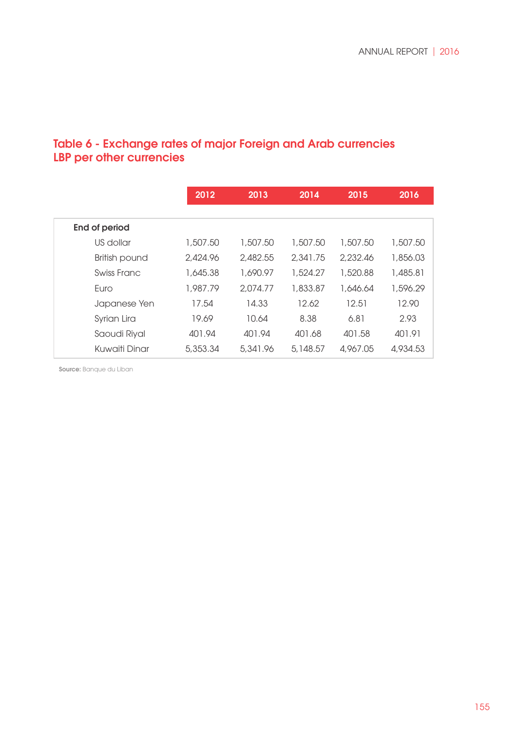## Table 6 - Exchange rates of major Foreign and Arab currencies LBP per other currencies

| | 2012 | 2013 | 2014 | 2015 | 2016 |
|---|---|---|---|---|---|
| **End of period** | | | | | |
| US dollar | 1,507.50 | 1,507.50 | 1,507.50 | 1,507.50 | 1,507.50 |
| British pound | 2,424.96 | 2,482.55 | 2,341.75 | 2,232.46 | 1,856.03 |
| Swiss Franc | 1,645.38 | 1,690.97 | 1,524.27 | 1,520.88 | 1,485.81 |
| Euro | 1,987.79 | 2,074.77 | 1,833.87 | 1,646.64 | 1,596.29 |
| Japanese Yen | 17.54 | 14.33 | 12.62 | 12.51 | 12.90 |
| Syrian Lira | 19.69 | 10.64 | 8.38 | 6.81 | 2.93 |
| Saoudi Riyal | 401.94 | 401.94 | 401.68 | 401.58 | 401.91 |
| Kuwaiti Dinar | 5,353.34 | 5,341.96 | 5,148.57 | 4,967.05 | 4,934.53 |

**Source:** Banque du Liban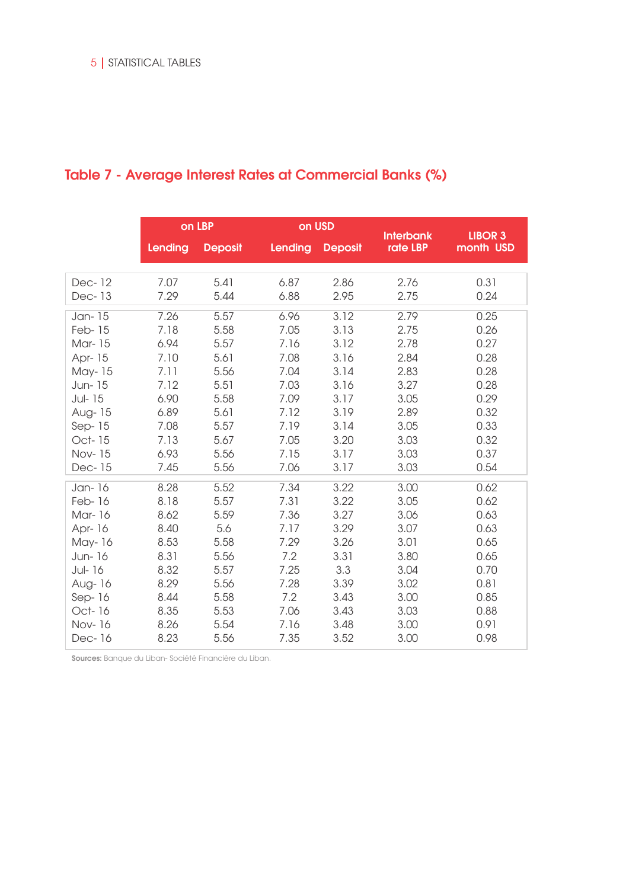## Table 7 - Average Interest Rates at Commercial Banks (%)

| | on LBP | | on USD | | Interbank rate LBP | LIBOR 3 month USD |
|---|---|---|---|---|---|---|
| | Lending | Deposit | Lending | Deposit | | |
| Dec- 12 | 7.07 | 5.41 | 6.87 | 2.86 | 2.76 | 0.31 |
| Dec- 13 | 7.29 | 5.44 | 6.88 | 2.95 | 2.75 | 0.24 |
| Jan- 15 | 7.26 | 5.57 | 6.96 | 3.12 | 2.79 | 0.25 |
| Feb- 15 | 7.18 | 5.58 | 7.05 | 3.13 | 2.75 | 0.26 |
| Mar- 15 | 6.94 | 5.57 | 7.16 | 3.12 | 2.78 | 0.27 |
| Apr- 15 | 7.10 | 5.61 | 7.08 | 3.16 | 2.84 | 0.28 |
| May- 15 | 7.11 | 5.56 | 7.04 | 3.14 | 2.83 | 0.28 |
| Jun- 15 | 7.12 | 5.51 | 7.03 | 3.16 | 3.27 | 0.28 |
| Jul- 15 | 6.90 | 5.58 | 7.09 | 3.17 | 3.05 | 0.29 |
| Aug- 15 | 6.89 | 5.61 | 7.12 | 3.19 | 2.89 | 0.32 |
| Sep- 15 | 7.08 | 5.57 | 7.19 | 3.14 | 3.05 | 0.33 |
| Oct- 15 | 7.13 | 5.67 | 7.05 | 3.20 | 3.03 | 0.32 |
| Nov- 15 | 6.93 | 5.56 | 7.15 | 3.17 | 3.03 | 0.37 |
| Dec- 15 | 7.45 | 5.56 | 7.06 | 3.17 | 3.03 | 0.54 |
| Jan- 16 | 8.28 | 5.52 | 7.34 | 3.22 | 3.00 | 0.62 |
| Feb- 16 | 8.18 | 5.57 | 7.31 | 3.22 | 3.05 | 0.62 |
| Mar- 16 | 8.62 | 5.59 | 7.36 | 3.27 | 3.06 | 0.63 |
| Apr- 16 | 8.40 | 5.6 | 7.17 | 3.29 | 3.07 | 0.63 |
| May- 16 | 8.53 | 5.58 | 7.29 | 3.26 | 3.01 | 0.65 |
| Jun- 16 | 8.31 | 5.56 | 7.2 | 3.31 | 3.80 | 0.65 |
| Jul- 16 | 8.32 | 5.57 | 7.25 | 3.3 | 3.04 | 0.70 |
| Aug- 16 | 8.29 | 5.56 | 7.28 | 3.39 | 3.02 | 0.81 |
| Sep- 16 | 8.44 | 5.58 | 7.2 | 3.43 | 3.00 | 0.85 |
| Oct- 16 | 8.35 | 5.53 | 7.06 | 3.43 | 3.03 | 0.88 |
| Nov- 16 | 8.26 | 5.54 | 7.16 | 3.48 | 3.00 | 0.91 |
| Dec- 16 | 8.23 | 5.56 | 7.35 | 3.52 | 3.00 | 0.98 |

**Sources:** Banque du Liban- Société Financière du Liban.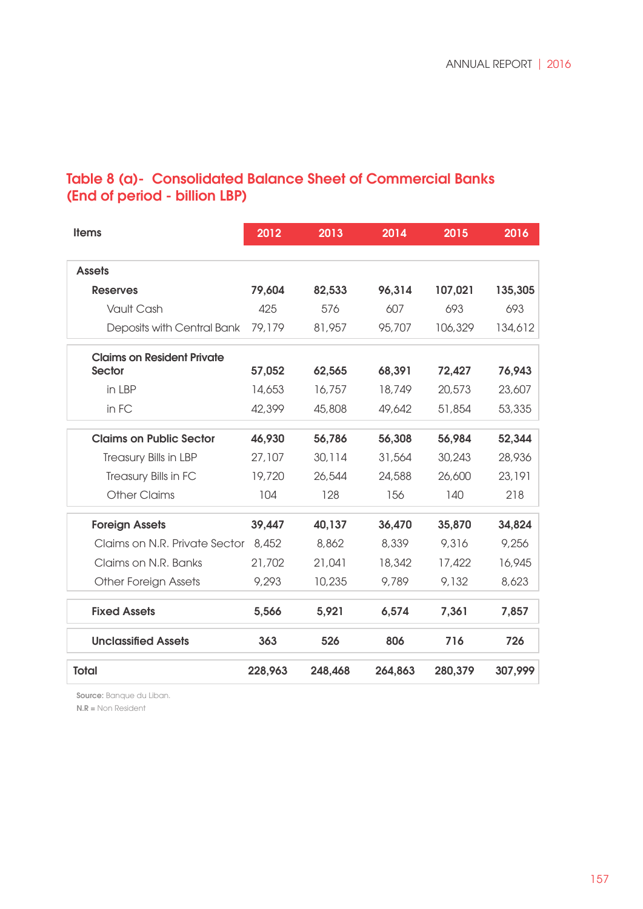## Table 8 (a)- Consolidated Balance Sheet of Commercial Banks (End of period - billion LBP)

| Items | 2012 | 2013 | 2014 | 2015 | 2016 |
|---|---|---|---|---|---|
| **Assets** | | | | | |
| **Reserves** | **79,604** | **82,533** | **96,314** | **107,021** | **135,305** |
| Vault Cash | 425 | 576 | 607 | 693 | 693 |
| Deposits with Central Bank | 79,179 | 81,957 | 95,707 | 106,329 | 134,612 |
| **Claims on Resident Private Sector** | **57,052** | **62,565** | **68,391** | **72,427** | **76,943** |
| in LBP | 14,653 | 16,757 | 18,749 | 20,573 | 23,607 |
| in FC | 42,399 | 45,808 | 49,642 | 51,854 | 53,335 |
| **Claims on Public Sector** | **46,930** | **56,786** | **56,308** | **56,984** | **52,344** |
| Treasury Bills in LBP | 27,107 | 30,114 | 31,564 | 30,243 | 28,936 |
| Treasury Bills in FC | 19,720 | 26,544 | 24,588 | 26,600 | 23,191 |
| Other Claims | 104 | 128 | 156 | 140 | 218 |
| **Foreign Assets** | **39,447** | **40,137** | **36,470** | **35,870** | **34,824** |
| Claims on N.R. Private Sector | 8,452 | 8,862 | 8,339 | 9,316 | 9,256 |
| Claims on N.R. Banks | 21,702 | 21,041 | 18,342 | 17,422 | 16,945 |
| Other Foreign Assets | 9,293 | 10,235 | 9,789 | 9,132 | 8,623 |
| **Fixed Assets** | **5,566** | **5,921** | **6,574** | **7,361** | **7,857** |
| **Unclassified Assets** | **363** | **526** | **806** | **716** | **726** |
| **Total** | **228,963** | **248,468** | **264,863** | **280,379** | **307,999** |

**Source:** Banque du Liban.
**N.R** = Non Resident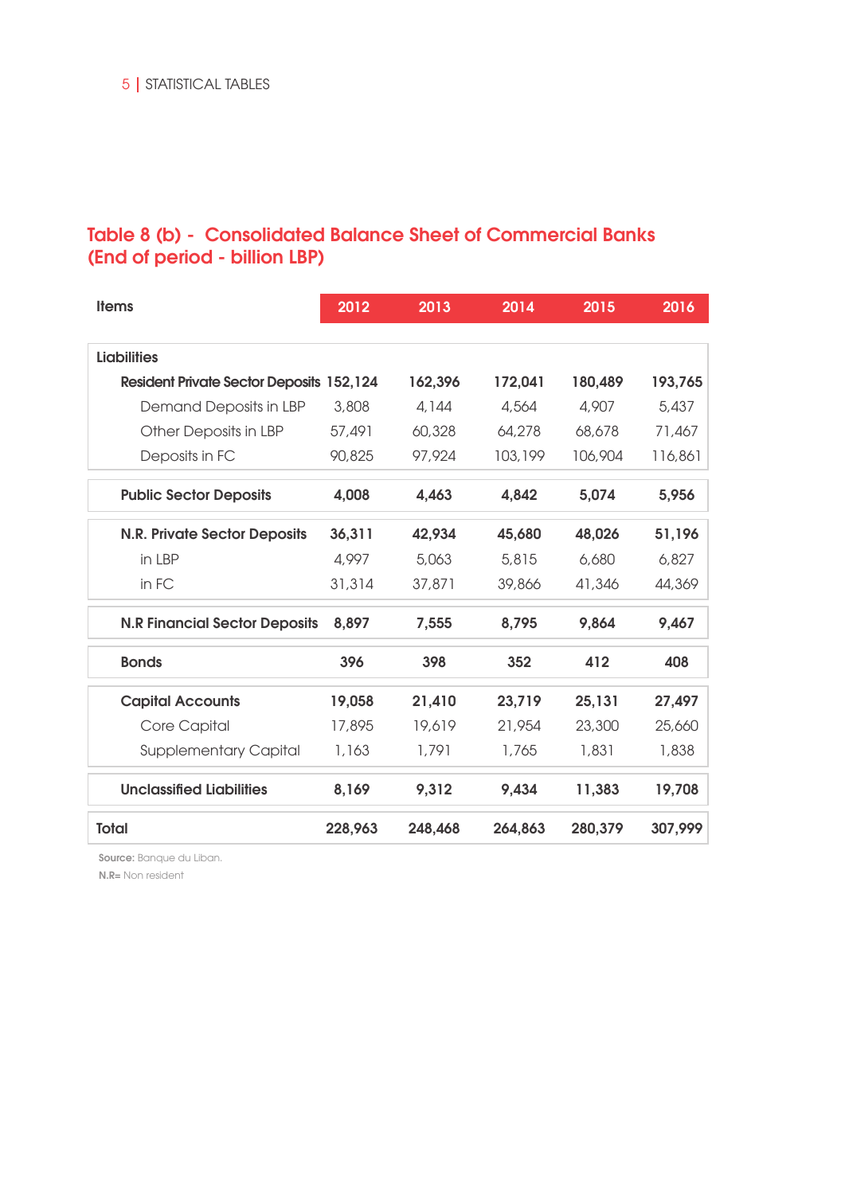## Table 8 (b) - Consolidated Balance Sheet of Commercial Banks (End of period - billion LBP)

| Items | 2012 | 2013 | 2014 | 2015 | 2016 |
|---|---|---|---|---|---|
| **Liabilities** | | | | | |
| **Resident Private Sector Deposits** | **152,124** | **162,396** | **172,041** | **180,489** | **193,765** |
| Demand Deposits in LBP | 3,808 | 4,144 | 4,564 | 4,907 | 5,437 |
| Other Deposits in LBP | 57,491 | 60,328 | 64,278 | 68,678 | 71,467 |
| Deposits in FC | 90,825 | 97,924 | 103,199 | 106,904 | 116,861 |
| **Public Sector Deposits** | **4,008** | **4,463** | **4,842** | **5,074** | **5,956** |
| **N.R. Private Sector Deposits** | **36,311** | **42,934** | **45,680** | **48,026** | **51,196** |
| in LBP | 4,997 | 5,063 | 5,815 | 6,680 | 6,827 |
| in FC | 31,314 | 37,871 | 39,866 | 41,346 | 44,369 |
| **N.R Financial Sector Deposits** | **8,897** | **7,555** | **8,795** | **9,864** | **9,467** |
| **Bonds** | **396** | **398** | **352** | **412** | **408** |
| **Capital Accounts** | **19,058** | **21,410** | **23,719** | **25,131** | **27,497** |
| Core Capital | 17,895 | 19,619 | 21,954 | 23,300 | 25,660 |
| Supplementary Capital | 1,163 | 1,791 | 1,765 | 1,831 | 1,838 |
| **Unclassified Liabilities** | **8,169** | **9,312** | **9,434** | **11,383** | **19,708** |
| **Total** | **228,963** | **248,468** | **264,863** | **280,379** | **307,999** |

**Source:** Banque du Liban.
**N.R=** Non resident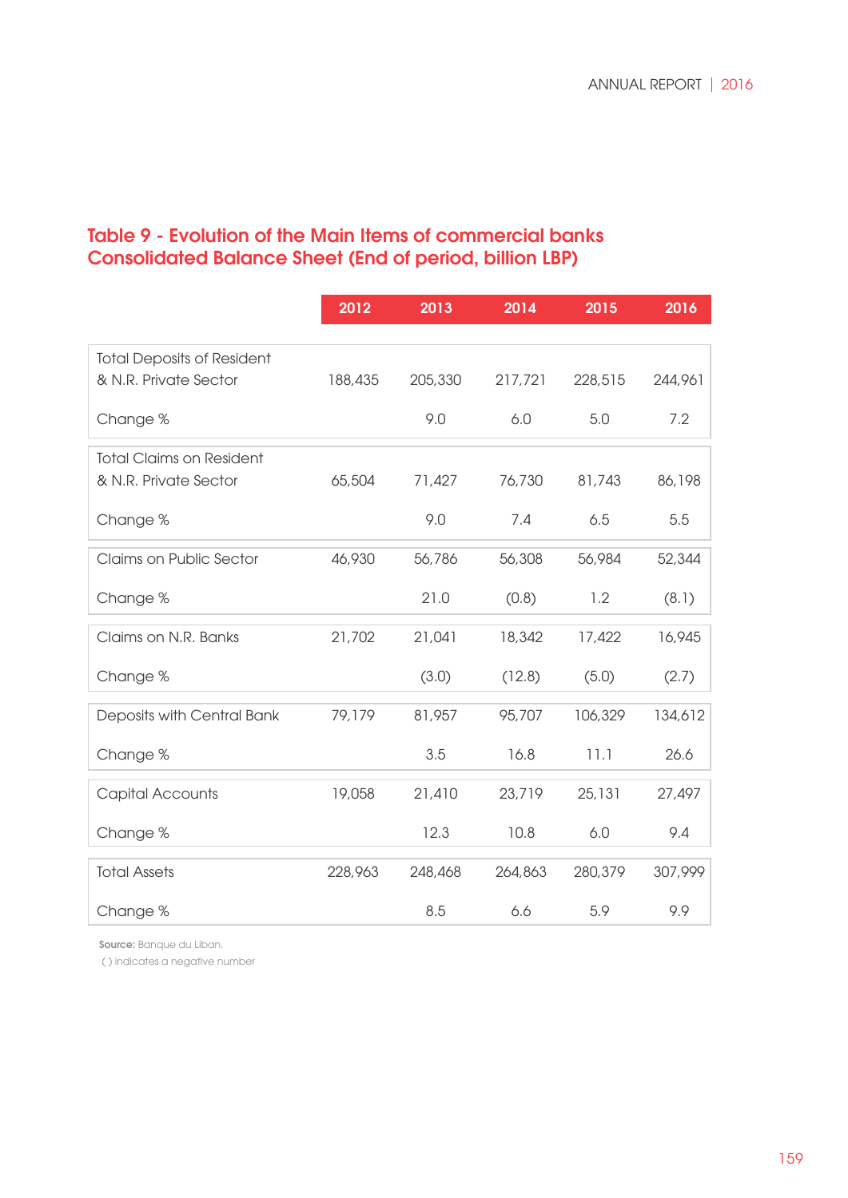## Table 9 - Evolution of the Main Items of commercial banks Consolidated Balance Sheet (End of period, billion LBP)

| | 2012 | 2013 | 2014 | 2015 | 2016 |
|---|---|---|---|---|---|
| Total Deposits of Resident & N.R. Private Sector | 188,435 | 205,330 | 217,721 | 228,515 | 244,961 |
| Change % | | 9.0 | 6.0 | 5.0 | 7.2 |
| Total Claims on Resident & N.R. Private Sector | 65,504 | 71,427 | 76,730 | 81,743 | 86,198 |
| Change % | | 9.0 | 7.4 | 6.5 | 5.5 |
| Claims on Public Sector | 46,930 | 56,786 | 56,308 | 56,984 | 52,344 |
| Change % | | 21.0 | (0.8) | 1.2 | (8.1) |
| Claims on N.R. Banks | 21,702 | 21,041 | 18,342 | 17,422 | 16,945 |
| Change % | | (3.0) | (12.8) | (5.0) | (2.7) |
| Deposits with Central Bank | 79,179 | 81,957 | 95,707 | 106,329 | 134,612 |
| Change % | | 3.5 | 16.8 | 11.1 | 26.6 |
| Capital Accounts | 19,058 | 21,410 | 23,719 | 25,131 | 27,497 |
| Change % | | 12.3 | 10.8 | 6.0 | 9.4 |
| Total Assets | 228,963 | 248,468 | 264,863 | 280,379 | 307,999 |
| Change % | | 8.5 | 6.6 | 5.9 | 9.9 |

**Source:** Banque du Liban.
( ) indicates a negative number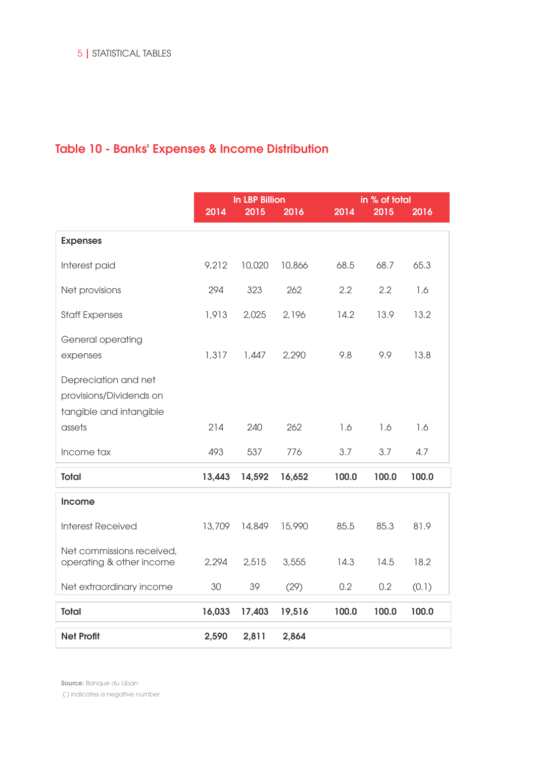## Table 10 - Banks' Expenses & Income Distribution

| | In LBP Billion | | | in % of total | | |
|---|---|---|---|---|---|---|
| | 2014 | 2015 | 2016 | 2014 | 2015 | 2016 |
| **Expenses** | | | | | | |
| Interest paid | 9,212 | 10,020 | 10,866 | 68.5 | 68.7 | 65.3 |
| Net provisions | 294 | 323 | 262 | 2.2 | 2.2 | 1.6 |
| Staff Expenses | 1,913 | 2,025 | 2,196 | 14.2 | 13.9 | 13.2 |
| General operating expenses | 1,317 | 1,447 | 2,290 | 9.8 | 9.9 | 13.8 |
| Depreciation and net provisions/Dividends on tangible and intangible assets | 214 | 240 | 262 | 1.6 | 1.6 | 1.6 |
| Income tax | 493 | 537 | 776 | 3.7 | 3.7 | 4.7 |
| **Total** | **13,443** | **14,592** | **16,652** | **100.0** | **100.0** | **100.0** |
| **Income** | | | | | | |
| Interest Received | 13,709 | 14,849 | 15,990 | 85.5 | 85.3 | 81.9 |
| Net commissions received, operating & other income | 2,294 | 2,515 | 3,555 | 14.3 | 14.5 | 18.2 |
| Net extraordinary income | 30 | 39 | (29) | 0.2 | 0.2 | (0.1) |
| **Total** | **16,033** | **17,403** | **19,516** | **100.0** | **100.0** | **100.0** |
| **Net Profit** | **2,590** | **2,811** | **2,864** | | | |

**Source:** Banque du Liban

( ) indicates a negative number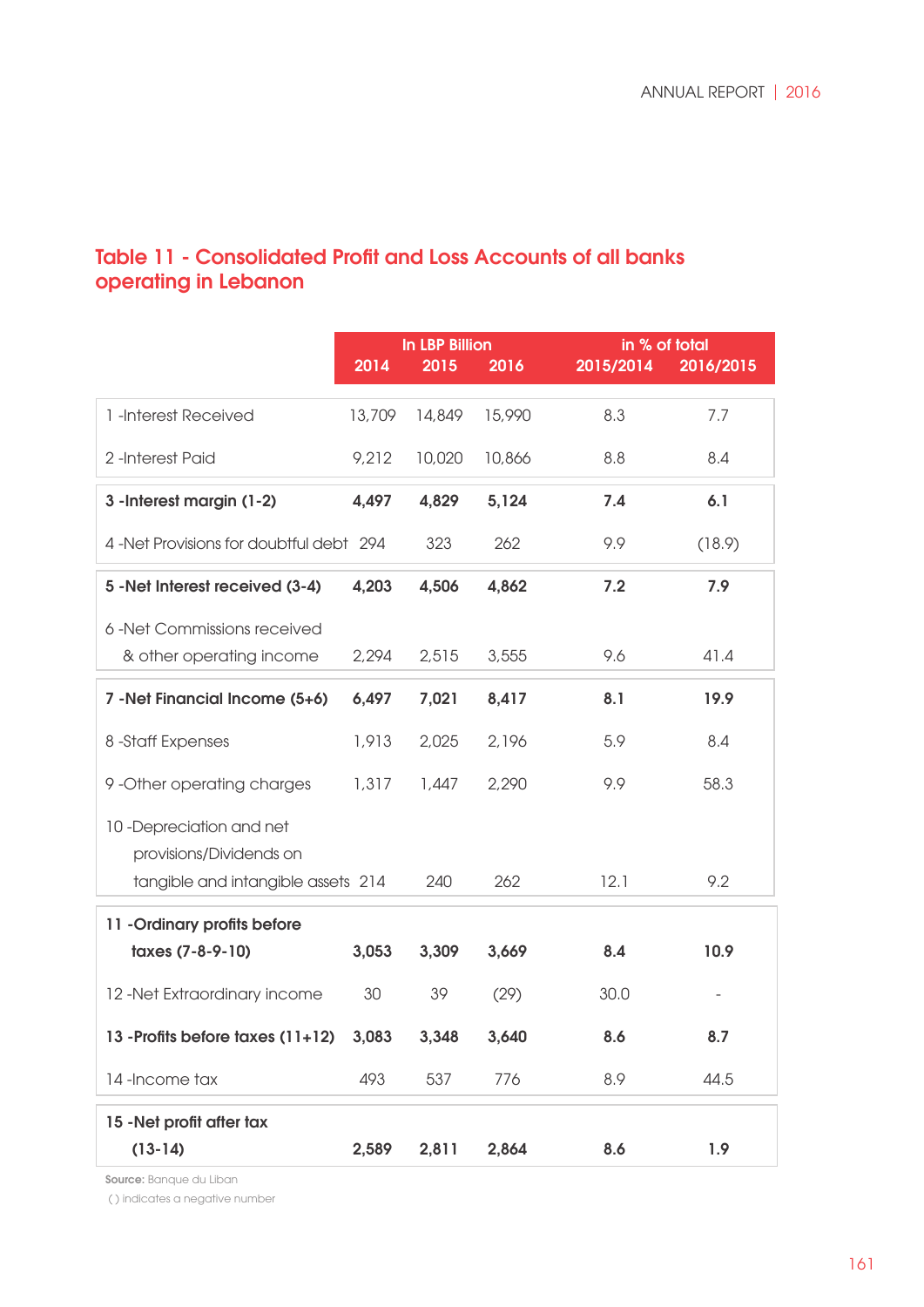## Table 11 - Consolidated Profit and Loss Accounts of all banks operating in Lebanon

| | In LBP Billion | | | in % of total | |
|---|---|---|---|---|---|
| | 2014 | 2015 | 2016 | 2015/2014 | 2016/2015 |
| 1 -Interest Received | 13,709 | 14,849 | 15,990 | 8.3 | 7.7 |
| 2 -Interest Paid | 9,212 | 10,020 | 10,866 | 8.8 | 8.4 |
| **3 -Interest margin (1-2)** | **4,497** | **4,829** | **5,124** | **7.4** | **6.1** |
| 4 -Net Provisions for doubtful debt | 294 | 323 | 262 | 9.9 | (18.9) |
| **5 -Net Interest received (3-4)** | **4,203** | **4,506** | **4,862** | **7.2** | **7.9** |
| 6 -Net Commissions received & other operating income | 2,294 | 2,515 | 3,555 | 9.6 | 41.4 |
| **7 -Net Financial Income (5+6)** | **6,497** | **7,021** | **8,417** | **8.1** | **19.9** |
| 8 -Staff Expenses | 1,913 | 2,025 | 2,196 | 5.9 | 8.4 |
| 9 -Other operating charges | 1,317 | 1,447 | 2,290 | 9.9 | 58.3 |
| 10 -Depreciation and net provisions/Dividends on tangible and intangible assets | 214 | 240 | 262 | 12.1 | 9.2 |
| **11 -Ordinary profits before taxes (7-8-9-10)** | **3,053** | **3,309** | **3,669** | **8.4** | **10.9** |
| 12 -Net Extraordinary income | 30 | 39 | (29) | 30.0 | - |
| **13 -Profits before taxes (11+12)** | **3,083** | **3,348** | **3,640** | **8.6** | **8.7** |
| 14 -Income tax | 493 | 537 | 776 | 8.9 | 44.5 |
| **15 -Net profit after tax (13-14)** | **2,589** | **2,811** | **2,864** | **8.6** | **1.9** |

**Source:** Banque du Liban

( ) indicates a negative number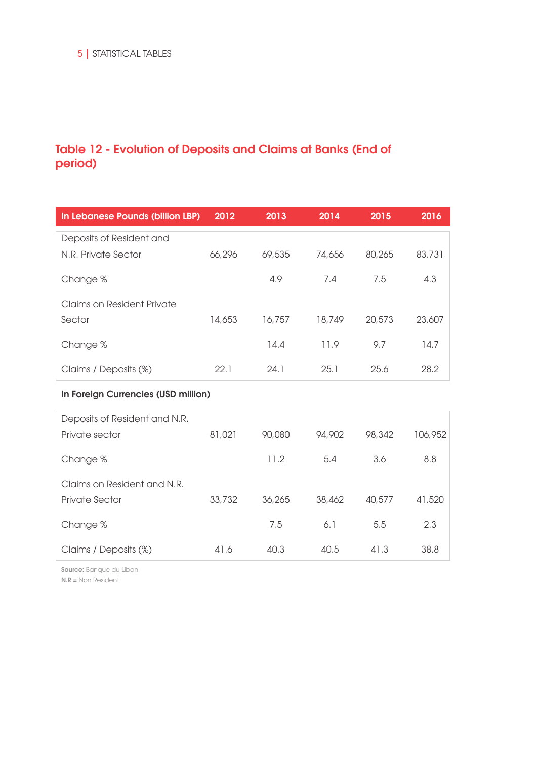## Table 12 - Evolution of Deposits and Claims at Banks (End of period)

| In Lebanese Pounds (billion LBP) | 2012 | 2013 | 2014 | 2015 | 2016 |
|---|---|---|---|---|---|
| Deposits of Resident and N.R. Private Sector | 66,296 | 69,535 | 74,656 | 80,265 | 83,731 |
| Change % | | 4.9 | 7.4 | 7.5 | 4.3 |
| Claims on Resident Private Sector | 14,653 | 16,757 | 18,749 | 20,573 | 23,607 |
| Change % | | 14.4 | 11.9 | 9.7 | 14.7 |
| Claims / Deposits (%) | 22.1 | 24.1 | 25.1 | 25.6 | 28.2 |
| **In Foreign Currencies (USD million)** | | | | | |
| Deposits of Resident and N.R. Private sector | 81,021 | 90,080 | 94,902 | 98,342 | 106,952 |
| Change % | | 11.2 | 5.4 | 3.6 | 8.8 |
| Claims on Resident and N.R. Private Sector | 33,732 | 36,265 | 38,462 | 40,577 | 41,520 |
| Change % | | 7.5 | 6.1 | 5.5 | 2.3 |
| Claims / Deposits (%) | 41.6 | 40.3 | 40.5 | 41.3 | 38.8 |

**Source:** Banque du Liban

**N.R =** Non Resident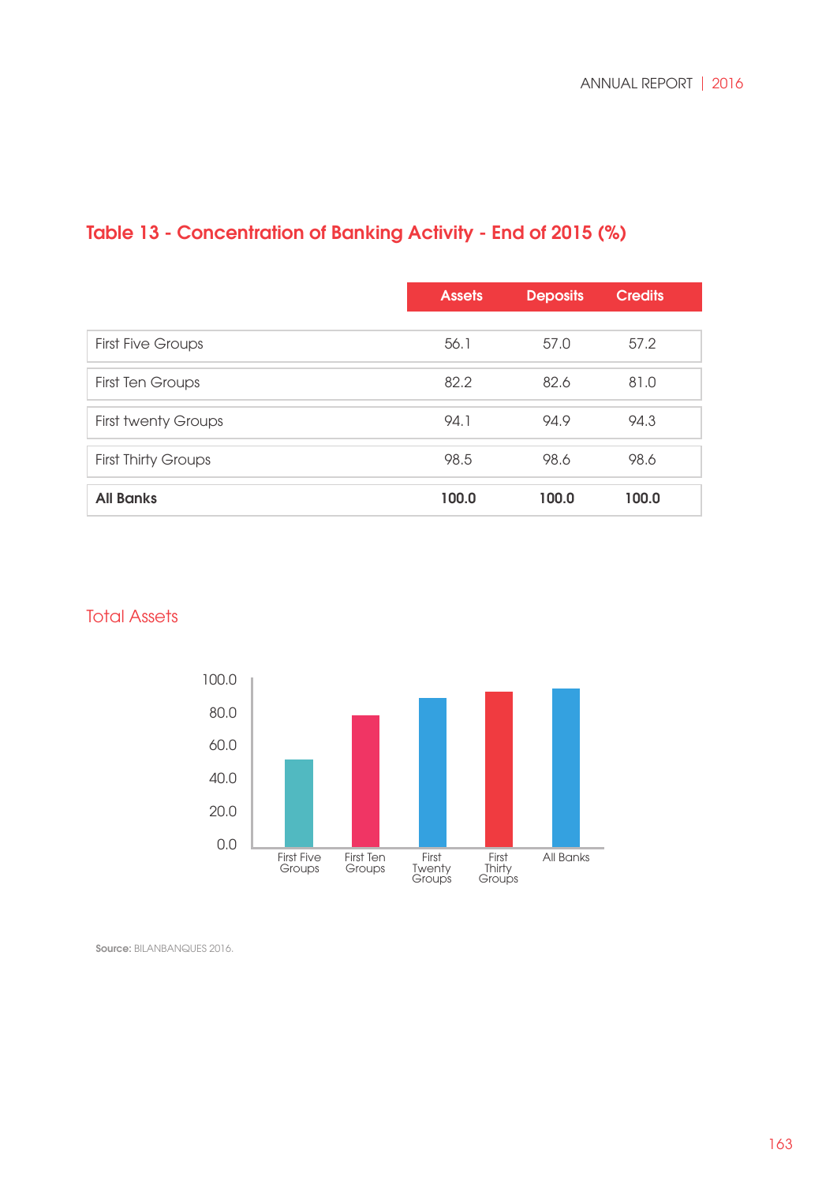## Table 13 - Concentration of Banking Activity - End of 2015 (%)

| | Assets | Deposits | Credits |
|---|---|---|---|
| First Five Groups | 56.1 | 57.0 | 57.2 |
| First Ten Groups | 82.2 | 82.6 | 81.0 |
| First twenty Groups | 94.1 | 94.9 | 94.3 |
| First Thirty Groups | 98.5 | 98.6 | 98.6 |
| **All Banks** | **100.0** | **100.0** | **100.0** |

### Total Assets

100.0
80.0
60.0
40.0
20.0
0.0

First Five Groups | First Ten Groups | First Twenty Groups | First Thirty Groups | All Banks

**Source:** BILANBANQUES 2016.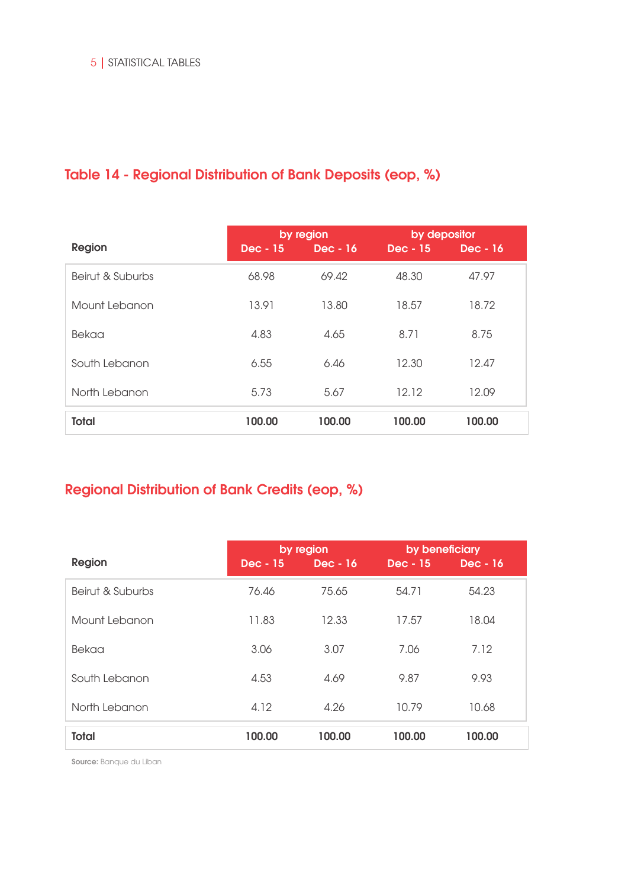## Table 14 - Regional Distribution of Bank Deposits (eop, %)

| Region | by region | | by depositor | |
|---|---|---|---|---|
| | Dec - 15 | Dec - 16 | Dec - 15 | Dec - 16 |
| Beirut & Suburbs | 68.98 | 69.42 | 48.30 | 47.97 |
| Mount Lebanon | 13.91 | 13.80 | 18.57 | 18.72 |
| Bekaa | 4.83 | 4.65 | 8.71 | 8.75 |
| South Lebanon | 6.55 | 6.46 | 12.30 | 12.47 |
| North Lebanon | 5.73 | 5.67 | 12.12 | 12.09 |
| **Total** | **100.00** | **100.00** | **100.00** | **100.00** |

## Regional Distribution of Bank Credits (eop, %)

| Region | by region | | by beneficiary | |
|---|---|---|---|---|
| | Dec - 15 | Dec - 16 | Dec - 15 | Dec - 16 |
| Beirut & Suburbs | 76.46 | 75.65 | 54.71 | 54.23 |
| Mount Lebanon | 11.83 | 12.33 | 17.57 | 18.04 |
| Bekaa | 3.06 | 3.07 | 7.06 | 7.12 |
| South Lebanon | 4.53 | 4.69 | 9.87 | 9.93 |
| North Lebanon | 4.12 | 4.26 | 10.79 | 10.68 |
| **Total** | **100.00** | **100.00** | **100.00** | **100.00** |

**Source:** Banque du Liban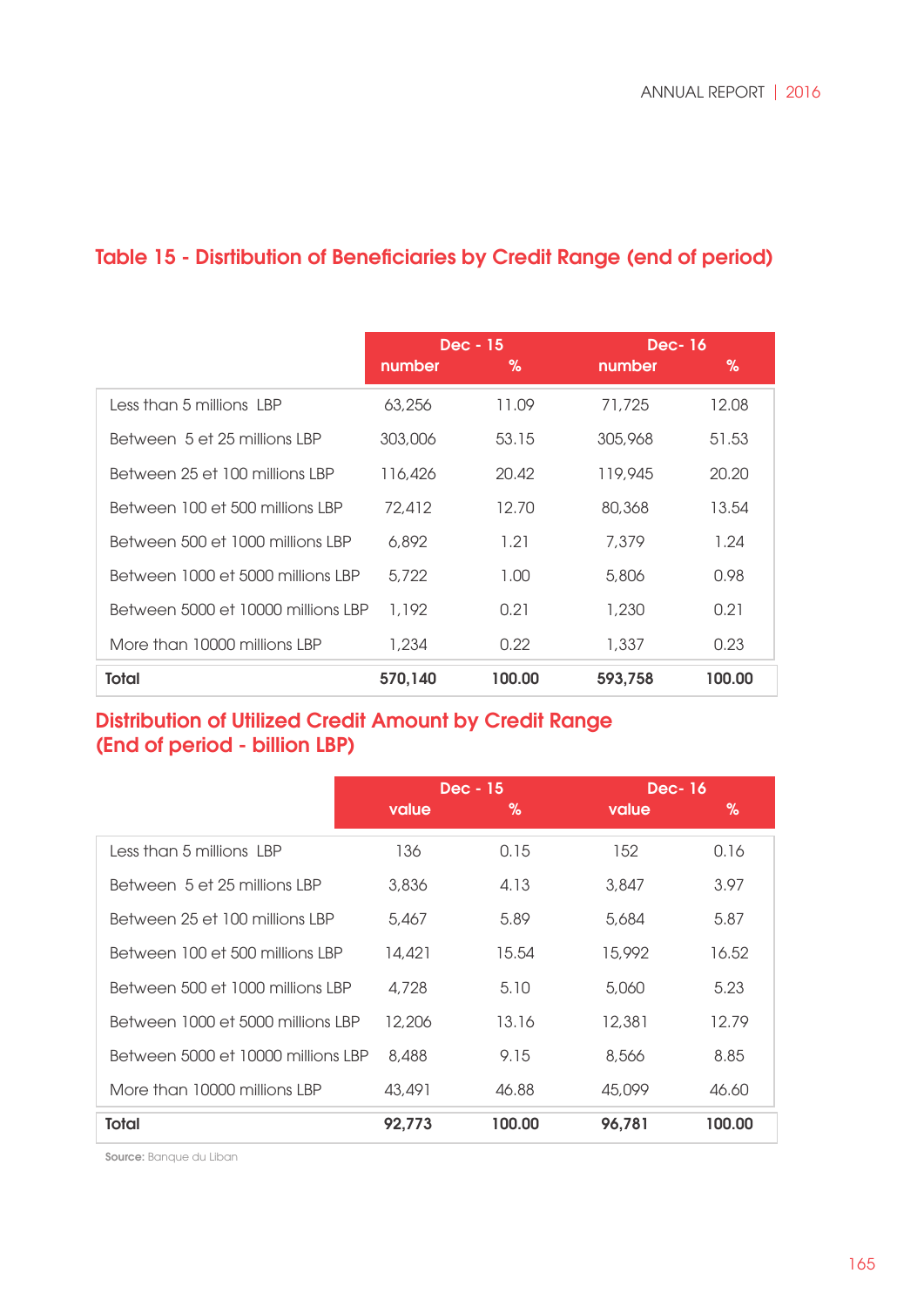## Table 15 - Disrtibution of Beneficiaries by Credit Range (end of period)

| | Dec - 15 | | Dec- 16 | |
|---|---|---|---|---|
| | number | % | number | % |
| Less than 5 millions LBP | 63,256 | 11.09 | 71,725 | 12.08 |
| Between 5 et 25 millions LBP | 303,006 | 53.15 | 305,968 | 51.53 |
| Between 25 et 100 millions LBP | 116,426 | 20.42 | 119,945 | 20.20 |
| Between 100 et 500 millions LBP | 72,412 | 12.70 | 80,368 | 13.54 |
| Between 500 et 1000 millions LBP | 6,892 | 1.21 | 7,379 | 1.24 |
| Between 1000 et 5000 millions LBP | 5,722 | 1.00 | 5,806 | 0.98 |
| Between 5000 et 10000 millions LBP | 1,192 | 0.21 | 1,230 | 0.21 |
| More than 10000 millions LBP | 1,234 | 0.22 | 1,337 | 0.23 |
| **Total** | **570,140** | **100.00** | **593,758** | **100.00** |

## Distribution of Utilized Credit Amount by Credit Range (End of period - billion LBP)

| | Dec - 15 | | Dec- 16 | |
|---|---|---|---|---|
| | value | % | value | % |
| Less than 5 millions LBP | 136 | 0.15 | 152 | 0.16 |
| Between 5 et 25 millions LBP | 3,836 | 4.13 | 3,847 | 3.97 |
| Between 25 et 100 millions LBP | 5,467 | 5.89 | 5,684 | 5.87 |
| Between 100 et 500 millions LBP | 14,421 | 15.54 | 15,992 | 16.52 |
| Between 500 et 1000 millions LBP | 4,728 | 5.10 | 5,060 | 5.23 |
| Between 1000 et 5000 millions LBP | 12,206 | 13.16 | 12,381 | 12.79 |
| Between 5000 et 10000 millions LBP | 8,488 | 9.15 | 8,566 | 8.85 |
| More than 10000 millions LBP | 43,491 | 46.88 | 45,099 | 46.60 |
| **Total** | **92,773** | **100.00** | **96,781** | **100.00** |

**Source:** Banque du Liban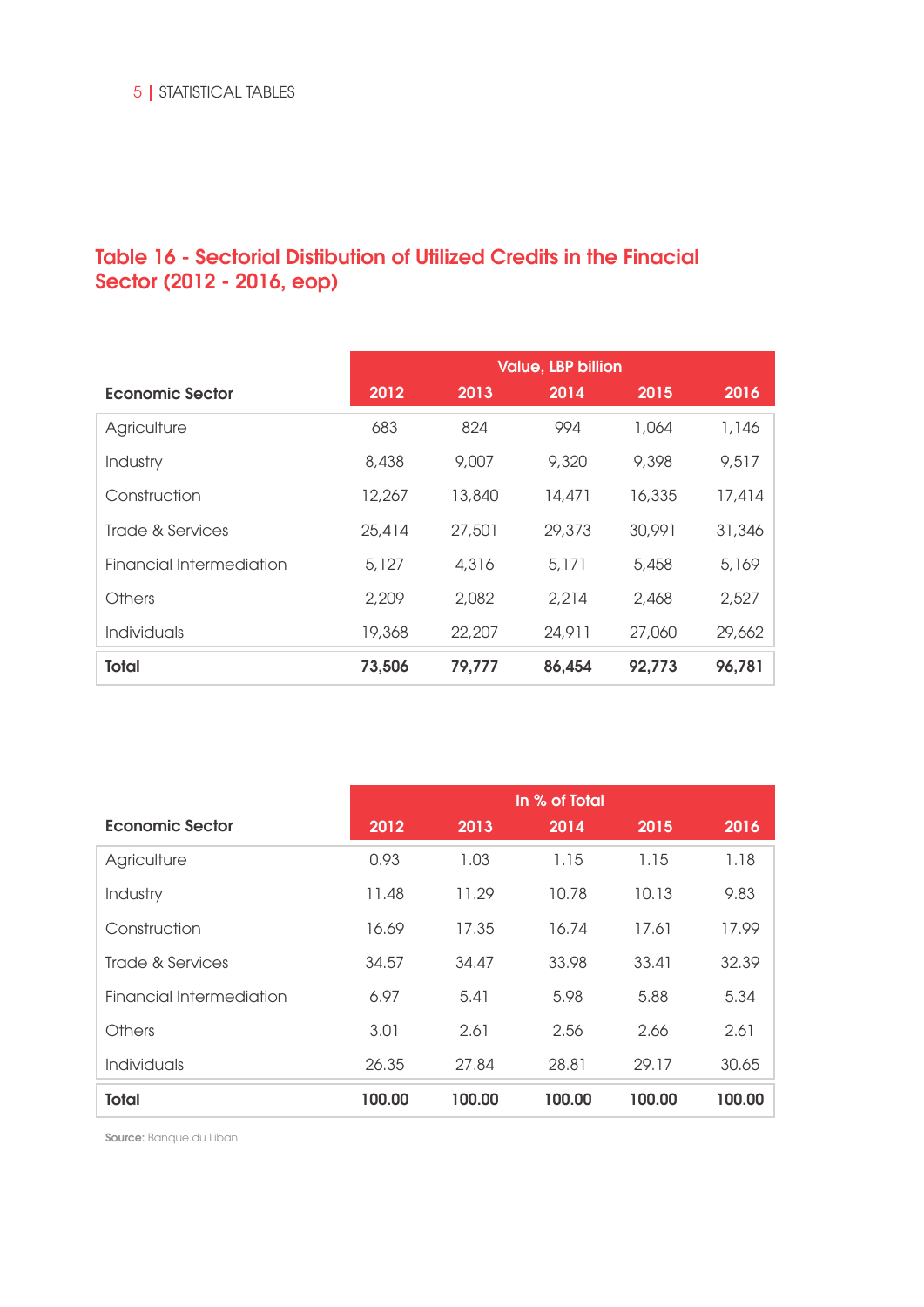## Table 16 - Sectorial Distibution of Utilized Credits in the Finacial Sector (2012 - 2016, eop)

| Economic Sector | Value, LBP billion | | | | |
|---|---|---|---|---|---|
| | 2012 | 2013 | 2014 | 2015 | 2016 |
| Agriculture | 683 | 824 | 994 | 1,064 | 1,146 |
| Industry | 8,438 | 9,007 | 9,320 | 9,398 | 9,517 |
| Construction | 12,267 | 13,840 | 14,471 | 16,335 | 17,414 |
| Trade & Services | 25,414 | 27,501 | 29,373 | 30,991 | 31,346 |
| Financial Intermediation | 5,127 | 4,316 | 5,171 | 5,458 | 5,169 |
| Others | 2,209 | 2,082 | 2,214 | 2,468 | 2,527 |
| Individuals | 19,368 | 22,207 | 24,911 | 27,060 | 29,662 |
| **Total** | **73,506** | **79,777** | **86,454** | **92,773** | **96,781** |

| Economic Sector | In % of Total | | | | |
|---|---|---|---|---|---|
| | 2012 | 2013 | 2014 | 2015 | 2016 |
| Agriculture | 0.93 | 1.03 | 1.15 | 1.15 | 1.18 |
| Industry | 11.48 | 11.29 | 10.78 | 10.13 | 9.83 |
| Construction | 16.69 | 17.35 | 16.74 | 17.61 | 17.99 |
| Trade & Services | 34.57 | 34.47 | 33.98 | 33.41 | 32.39 |
| Financial Intermediation | 6.97 | 5.41 | 5.98 | 5.88 | 5.34 |
| Others | 3.01 | 2.61 | 2.56 | 2.66 | 2.61 |
| Individuals | 26.35 | 27.84 | 28.81 | 29.17 | 30.65 |
| **Total** | **100.00** | **100.00** | **100.00** | **100.00** | **100.00** |

**Source:** Banque du Liban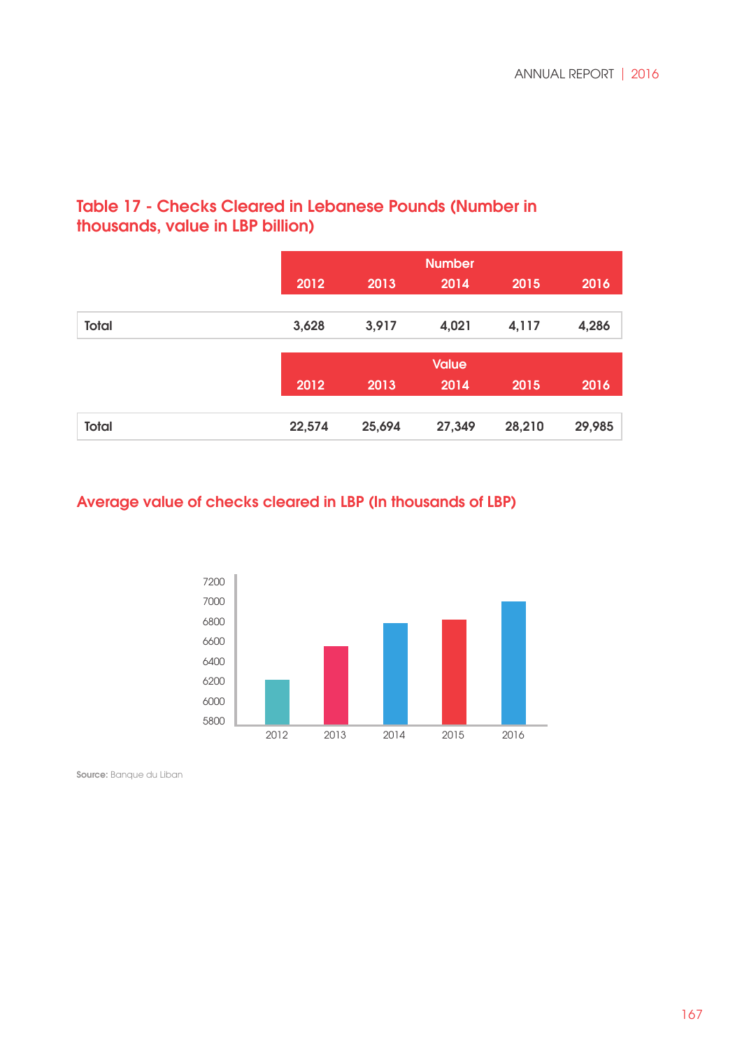## Table 17 - Checks Cleared in Lebanese Pounds (Number in thousands, value in LBP billion)

| | Number | | | | |
|---|---|---|---|---|---|
| | 2012 | 2013 | 2014 | 2015 | 2016 |
| Total | 3,628 | 3,917 | 4,021 | 4,117 | 4,286 |
| | **Value** | | | | |
| | 2012 | 2013 | 2014 | 2015 | 2016 |
| Total | 22,574 | 25,694 | 27,349 | 28,210 | 29,985 |

## Average value of checks cleared in LBP (In thousands of LBP)

**Source:** Banque du Liban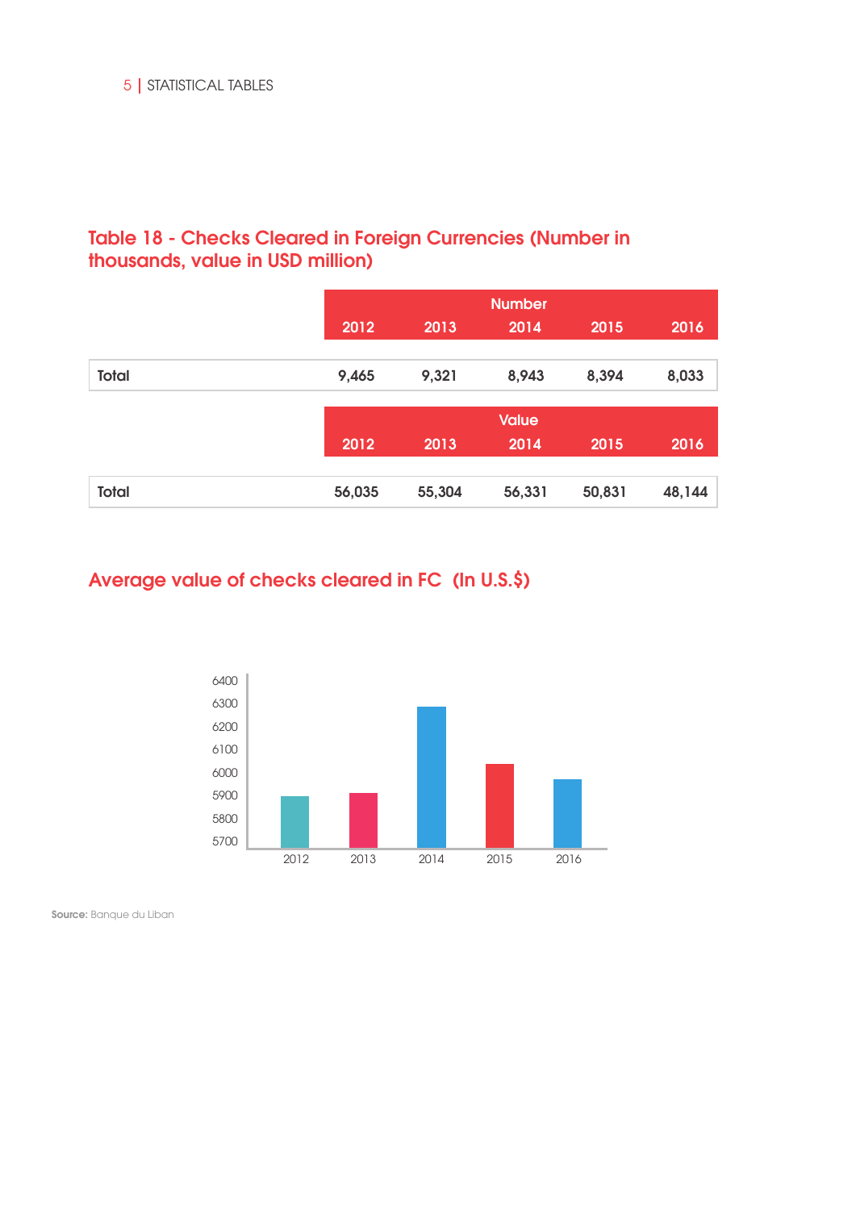## Table 18 - Checks Cleared in Foreign Currencies (Number in thousands, value in USD million)

| | Number | | | | |
|---|---|---|---|---|---|
| | 2012 | 2013 | 2014 | 2015 | 2016 |
| Total | 9,465 | 9,321 | 8,943 | 8,394 | 8,033 |

| | Value | | | | |
|---|---|---|---|---|---|
| | 2012 | 2013 | 2014 | 2015 | 2016 |
| Total | 56,035 | 55,304 | 56,331 | 50,831 | 48,144 |

## Average value of checks cleared in FC (In U.S.$)

6400
6300
6200
6100
6000
5900
5800
5700

2012 2013 2014 2015 2016

**Source:** Banque du Liban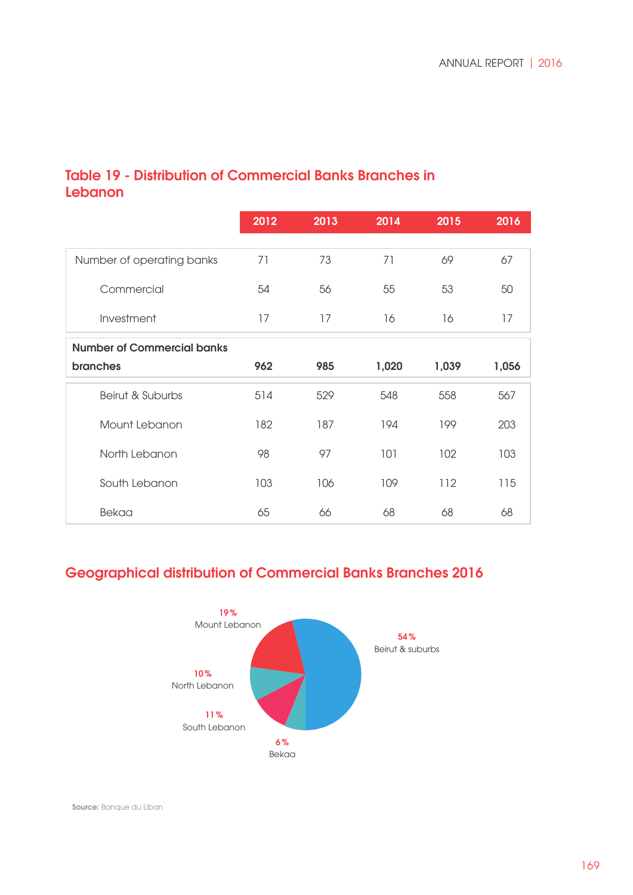## Table 19 - Distribution of Commercial Banks Branches in Lebanon

| | 2012 | 2013 | 2014 | 2015 | 2016 |
|---|---|---|---|---|---|
| Number of operating banks | 71 | 73 | 71 | 69 | 67 |
| Commercial | 54 | 56 | 55 | 53 | 50 |
| Investment | 17 | 17 | 16 | 16 | 17 |
| **Number of Commercial banks branches** | **962** | **985** | **1,020** | **1,039** | **1,056** |
| Beirut & Suburbs | 514 | 529 | 548 | 558 | 567 |
| Mount Lebanon | 182 | 187 | 194 | 199 | 203 |
| North Lebanon | 98 | 97 | 101 | 102 | 103 |
| South Lebanon | 103 | 106 | 109 | 112 | 115 |
| Bekaa | 65 | 66 | 68 | 68 | 68 |

## Geographical distribution of Commercial Banks Branches 2016

19% Mount Lebanon

54% Beirut & suburbs

10% North Lebanon

11% South Lebanon

6% Bekaa

**Source:** Banque du Liban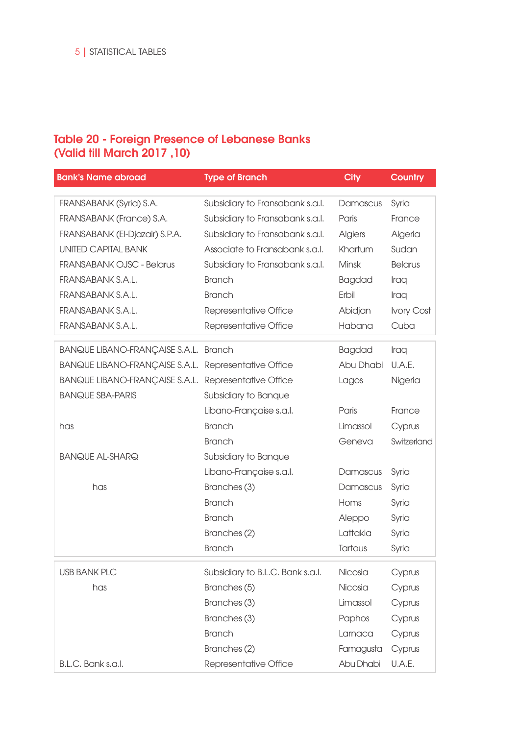## Table 20 - Foreign Presence of Lebanese Banks (Valid till March 2017 ,10)

| Bank's Name abroad | Type of Branch | City | Country |
|---|---|---|---|
| FRANSABANK (Syria) S.A. | Subsidiary to Fransabank s.a.l. | Damascus | Syria |
| FRANSABANK (France) S.A. | Subsidiary to Fransabank s.a.l. | Paris | France |
| FRANSABANK (El-Djazair) S.P.A. | Subsidiary to Fransabank s.a.l. | Algiers | Algeria |
| UNITED CAPITAL BANK | Associate to Fransabank s.a.l. | Khartum | Sudan |
| FRANSABANK OJSC - Belarus | Subsidiary to Fransabank s.a.l. | Minsk | Belarus |
| FRANSABANK S.A.L. | Branch | Bagdad | Iraq |
| FRANSABANK S.A.L. | Branch | Erbil | Iraq |
| FRANSABANK S.A.L. | Representative Office | Abidjan | Ivory Cost |
| FRANSABANK S.A.L. | Representative Office | Habana | Cuba |
| BANQUE LIBANO-FRANÇAISE S.A.L. | Branch | Bagdad | Iraq |
| BANQUE LIBANO-FRANÇAISE S.A.L. | Representative Office | Abu Dhabi | U.A.E. |
| BANQUE LIBANO-FRANÇAISE S.A.L. | Representative Office | Lagos | Nigeria |
| BANQUE SBA-PARIS | Subsidiary to Banque Libano-Française s.a.l. | Paris | France |
| has | Branch | Limassol | Cyprus |
| | Branch | Geneva | Switzerland |
| BANQUE AL-SHARQ | Subsidiary to Banque Libano-Française s.a.l. | Damascus | Syria |
| has | Branches (3) | Damascus | Syria |
| | Branch | Homs | Syria |
| | Branch | Aleppo | Syria |
| | Branches (2) | Lattakia | Syria |
| | Branch | Tartous | Syria |
| USB BANK PLC | Subsidiary to B.L.C. Bank s.a.l. | Nicosia | Cyprus |
| has | Branches (5) | Nicosia | Cyprus |
| | Branches (3) | Limassol | Cyprus |
| | Branches (3) | Paphos | Cyprus |
| | Branch | Larnaca | Cyprus |
| | Branches (2) | Famagusta | Cyprus |
| B.L.C. Bank s.a.l. | Representative Office | Abu Dhabi | U.A.E. |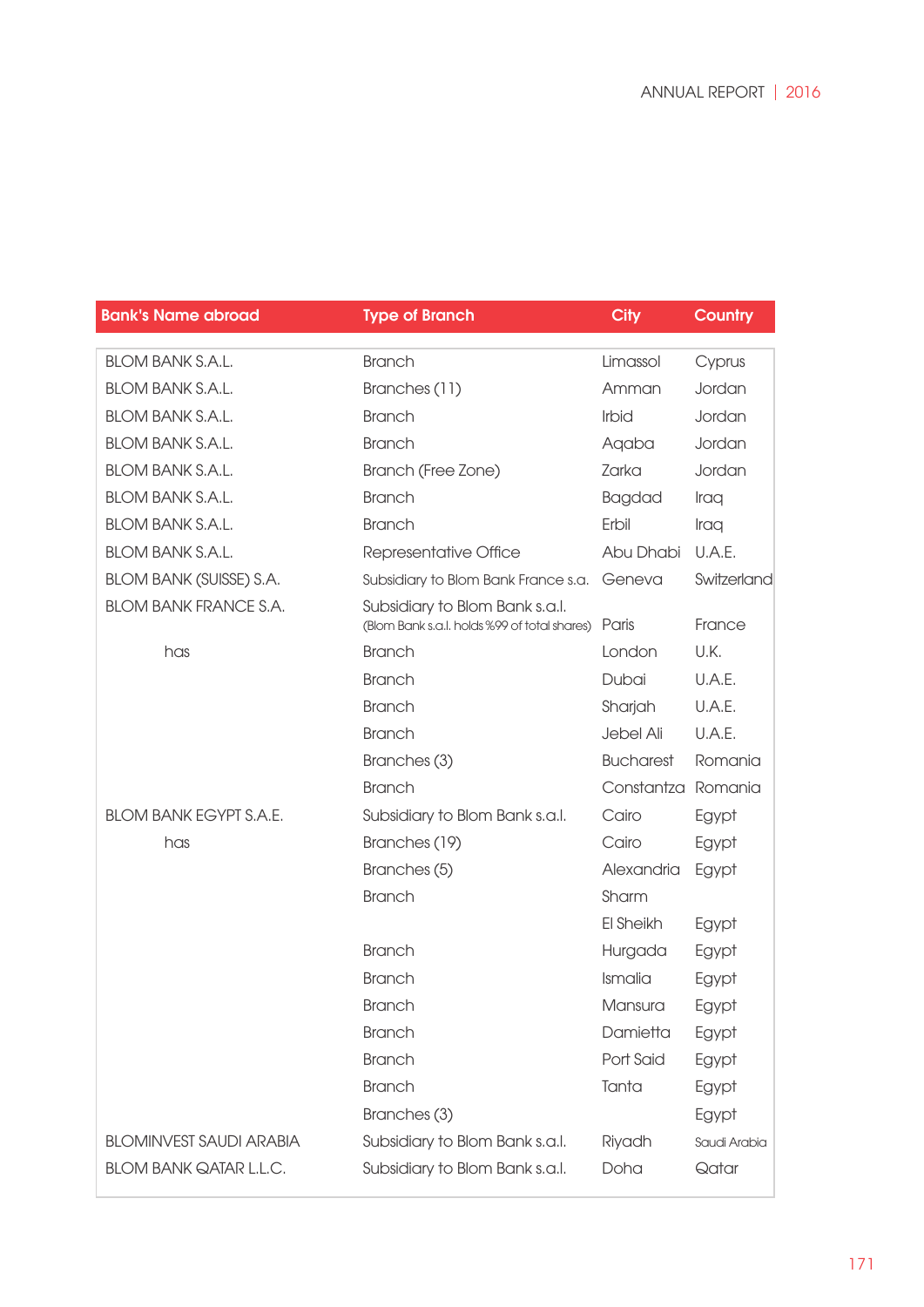| Bank's Name abroad | Type of Branch | City | Country |
|---|---|---|---|
| BLOM BANK S.A.L. | Branch | Limassol | Cyprus |
| BLOM BANK S.A.L. | Branches (11) | Amman | Jordan |
| BLOM BANK S.A.L. | Branch | Irbid | Jordan |
| BLOM BANK S.A.L. | Branch | Aqaba | Jordan |
| BLOM BANK S.A.L. | Branch (Free Zone) | Zarka | Jordan |
| BLOM BANK S.A.L. | Branch | Bagdad | Iraq |
| BLOM BANK S.A.L. | Branch | Erbil | Iraq |
| BLOM BANK S.A.L. | Representative Office | Abu Dhabi | U.A.E. |
| BLOM BANK (SUISSE) S.A. | Subsidiary to Blom Bank France s.a. | Geneva | Switzerland |
| BLOM BANK FRANCE S.A. | Subsidiary to Blom Bank s.a.l. (Blom Bank s.a.l. holds %99 of total shares) | Paris | France |
| has | Branch | London | U.K. |
| | Branch | Dubai | U.A.E. |
| | Branch | Sharjah | U.A.E. |
| | Branch | Jebel Ali | U.A.E. |
| | Branches (3) | Bucharest | Romania |
| | Branch | Constantza | Romania |
| BLOM BANK EGYPT S.A.E. | Subsidiary to Blom Bank s.a.l. | Cairo | Egypt |
| has | Branches (19) | Cairo | Egypt |
| | Branches (5) | Alexandria | Egypt |
| | Branch | Sharm El Sheikh | Egypt |
| | Branch | Hurgada | Egypt |
| | Branch | Ismalia | Egypt |
| | Branch | Mansura | Egypt |
| | Branch | Damietta | Egypt |
| | Branch | Port Said | Egypt |
| | Branch | Tanta | Egypt |
| | Branches (3) | | Egypt |
| BLOMINVEST SAUDI ARABIA | Subsidiary to Blom Bank s.a.l. | Riyadh | Saudi Arabia |
| BLOM BANK QATAR L.L.C. | Subsidiary to Blom Bank s.a.l. | Doha | Qatar |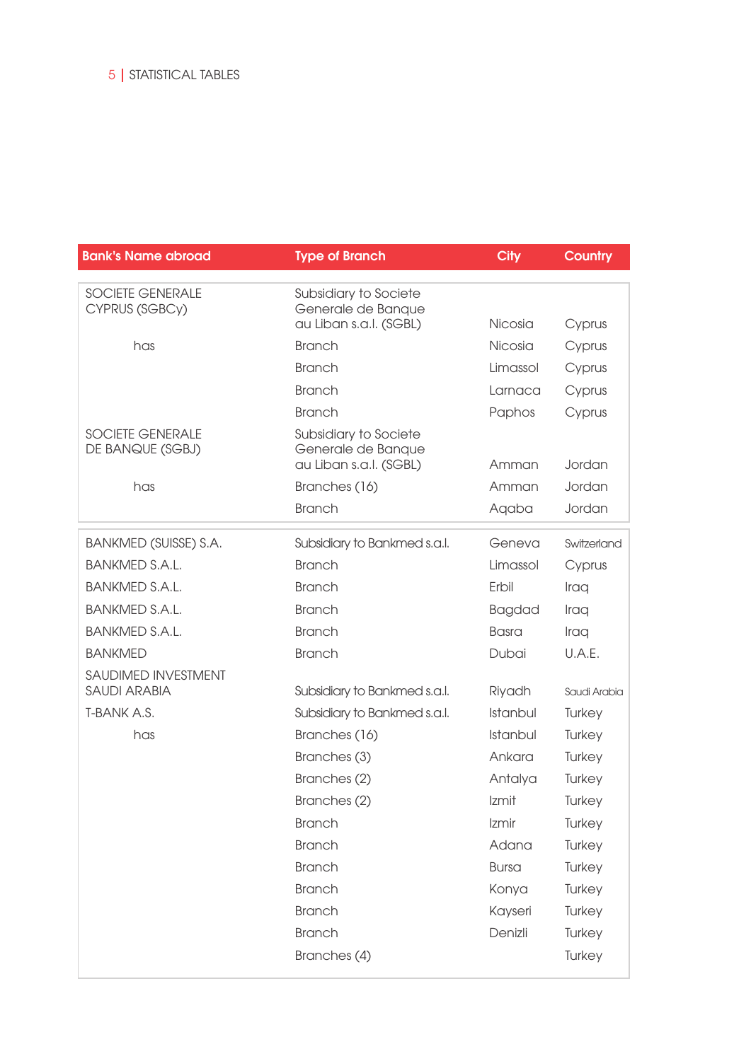| Bank's Name abroad | Type of Branch | City | Country |
|---|---|---|---|
| SOCIETE GENERALE CYPRUS (SGBCy) | Subsidiary to Societe Generale de Banque au Liban s.a.l. (SGBL) | Nicosia | Cyprus |
| has | Branch | Nicosia | Cyprus |
| | Branch | Limassol | Cyprus |
| | Branch | Larnaca | Cyprus |
| | Branch | Paphos | Cyprus |
| SOCIETE GENERALE DE BANQUE (SGBJ) | Subsidiary to Societe Generale de Banque au Liban s.a.l. (SGBL) | Amman | Jordan |
| has | Branches (16) | Amman | Jordan |
| | Branch | Aqaba | Jordan |
| BANKMED (SUISSE) S.A. | Subsidiary to Bankmed s.a.l. | Geneva | Switzerland |
| BANKMED S.A.L. | Branch | Limassol | Cyprus |
| BANKMED S.A.L. | Branch | Erbil | Iraq |
| BANKMED S.A.L. | Branch | Bagdad | Iraq |
| BANKMED S.A.L. | Branch | Basra | Iraq |
| BANKMED | Branch | Dubai | U.A.E. |
| SAUDIMED INVESTMENT SAUDI ARABIA | Subsidiary to Bankmed s.a.l. | Riyadh | Saudi Arabia |
| T-BANK A.S. | Subsidiary to Bankmed s.a.l. | Istanbul | Turkey |
| has | Branches (16) | Istanbul | Turkey |
| | Branches (3) | Ankara | Turkey |
| | Branches (2) | Antalya | Turkey |
| | Branches (2) | Izmit | Turkey |
| | Branch | Izmir | Turkey |
| | Branch | Adana | Turkey |
| | Branch | Bursa | Turkey |
| | Branch | Konya | Turkey |
| | Branch | Kayseri | Turkey |
| | Branch | Denizli | Turkey |
| | Branches (4) | | Turkey |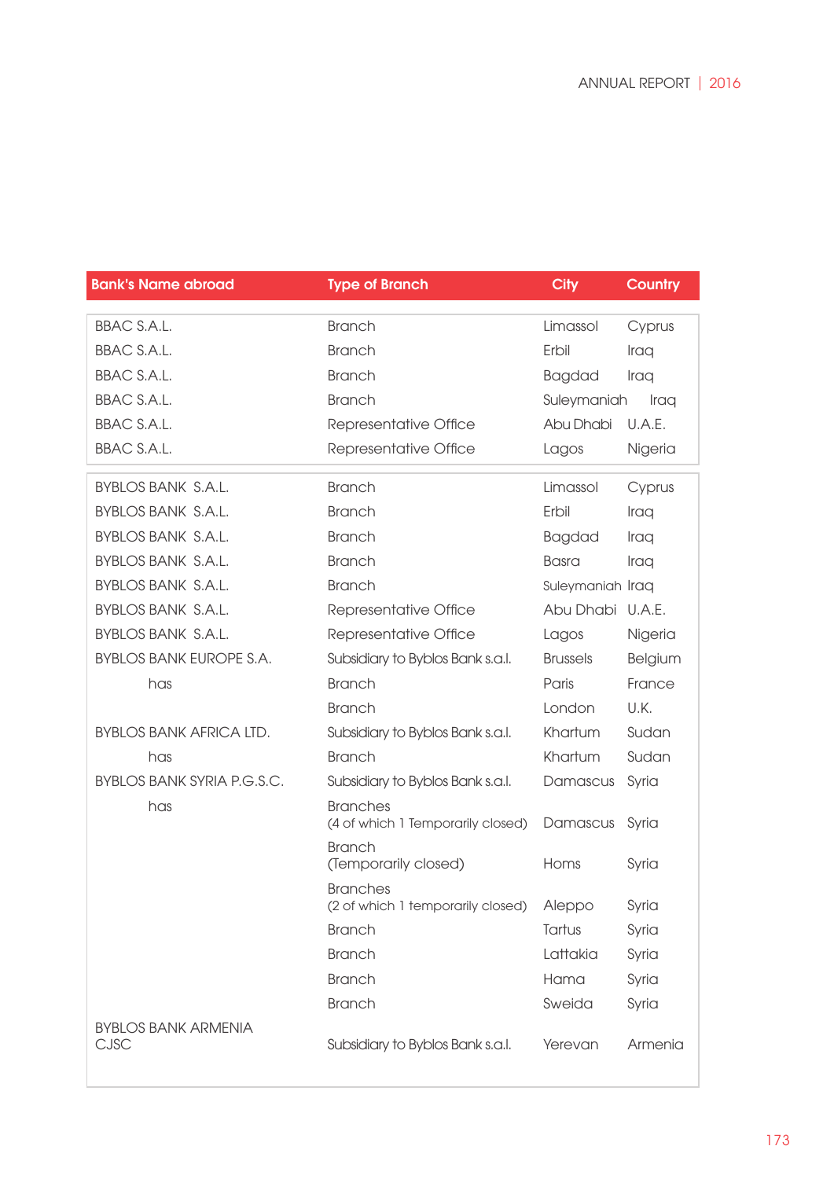| Bank's Name abroad | Type of Branch | City | Country |
|---|---|---|---|
| BBAC S.A.L. | Branch | Limassol | Cyprus |
| BBAC S.A.L. | Branch | Erbil | Iraq |
| BBAC S.A.L. | Branch | Bagdad | Iraq |
| BBAC S.A.L. | Branch | Suleymaniah | Iraq |
| BBAC S.A.L. | Representative Office | Abu Dhabi | U.A.E. |
| BBAC S.A.L. | Representative Office | Lagos | Nigeria |
| BYBLOS BANK S.A.L. | Branch | Limassol | Cyprus |
| BYBLOS BANK S.A.L. | Branch | Erbil | Iraq |
| BYBLOS BANK S.A.L. | Branch | Bagdad | Iraq |
| BYBLOS BANK S.A.L. | Branch | Basra | Iraq |
| BYBLOS BANK S.A.L. | Branch | Suleymaniah | Iraq |
| BYBLOS BANK S.A.L. | Representative Office | Abu Dhabi | U.A.E. |
| BYBLOS BANK S.A.L. | Representative Office | Lagos | Nigeria |
| BYBLOS BANK EUROPE S.A. | Subsidiary to Byblos Bank s.a.l. | Brussels | Belgium |
| has | Branch | Paris | France |
| | Branch | London | U.K. |
| BYBLOS BANK AFRICA LTD. | Subsidiary to Byblos Bank s.a.l. | Khartum | Sudan |
| has | Branch | Khartum | Sudan |
| BYBLOS BANK SYRIA P.G.S.C. | Subsidiary to Byblos Bank s.a.l. | Damascus | Syria |
| has | Branches (4 of which 1 Temporarily closed) | Damascus | Syria |
| | Branch (Temporarily closed) | Homs | Syria |
| | Branches (2 of which 1 temporarily closed) | Aleppo | Syria |
| | Branch | Tartus | Syria |
| | Branch | Lattakia | Syria |
| | Branch | Hama | Syria |
| | Branch | Sweida | Syria |
| BYBLOS BANK ARMENIA CJSC | Subsidiary to Byblos Bank s.a.l. | Yerevan | Armenia |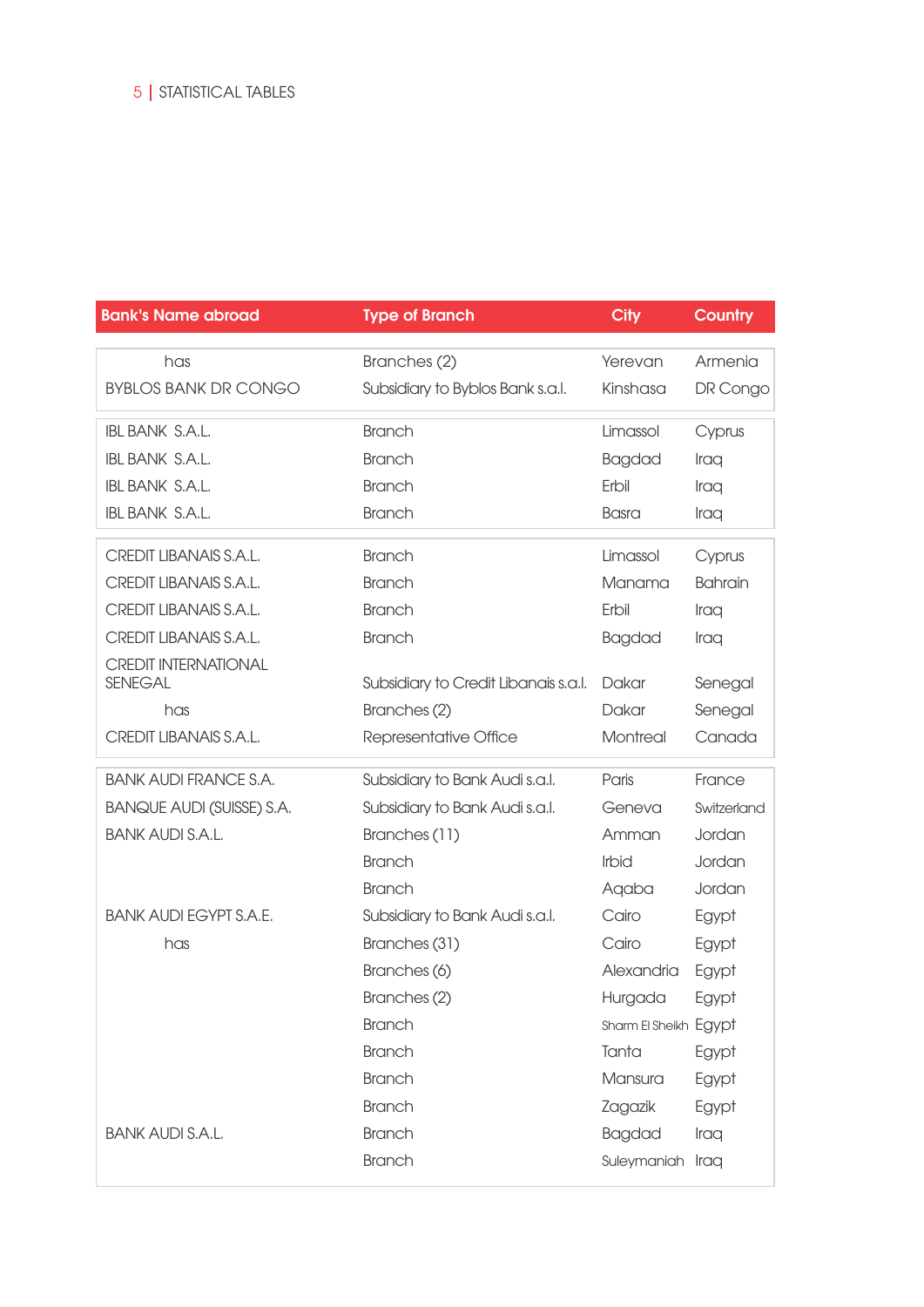| Bank's Name abroad | Type of Branch | City | Country |
|---|---|---|---|
| has | Branches (2) | Yerevan | Armenia |
| BYBLOS BANK DR CONGO | Subsidiary to Byblos Bank s.a.l. | Kinshasa | DR Congo |
| IBL BANK S.A.L. | Branch | Limassol | Cyprus |
| IBL BANK S.A.L. | Branch | Bagdad | Iraq |
| IBL BANK S.A.L. | Branch | Erbil | Iraq |
| IBL BANK S.A.L. | Branch | Basra | Iraq |
| CREDIT LIBANAIS S.A.L. | Branch | Limassol | Cyprus |
| CREDIT LIBANAIS S.A.L. | Branch | Manama | Bahrain |
| CREDIT LIBANAIS S.A.L. | Branch | Erbil | Iraq |
| CREDIT LIBANAIS S.A.L. | Branch | Bagdad | Iraq |
| CREDIT INTERNATIONAL SENEGAL | Subsidiary to Credit Libanais s.a.l. | Dakar | Senegal |
| has | Branches (2) | Dakar | Senegal |
| CREDIT LIBANAIS S.A.L. | Representative Office | Montreal | Canada |
| BANK AUDI FRANCE S.A. | Subsidiary to Bank Audi s.a.l. | Paris | France |
| BANQUE AUDI (SUISSE) S.A. | Subsidiary to Bank Audi s.a.l. | Geneva | Switzerland |
| BANK AUDI S.A.L. | Branches (11) | Amman | Jordan |
| | Branch | Irbid | Jordan |
| | Branch | Aqaba | Jordan |
| BANK AUDI EGYPT S.A.E. | Subsidiary to Bank Audi s.a.l. | Cairo | Egypt |
| has | Branches (31) | Cairo | Egypt |
| | Branches (6) | Alexandria | Egypt |
| | Branches (2) | Hurgada | Egypt |
| | Branch | Sharm El Sheikh | Egypt |
| | Branch | Tanta | Egypt |
| | Branch | Mansura | Egypt |
| | Branch | Zagazik | Egypt |
| BANK AUDI S.A.L. | Branch | Bagdad | Iraq |
| | Branch | Suleymaniah | Iraq |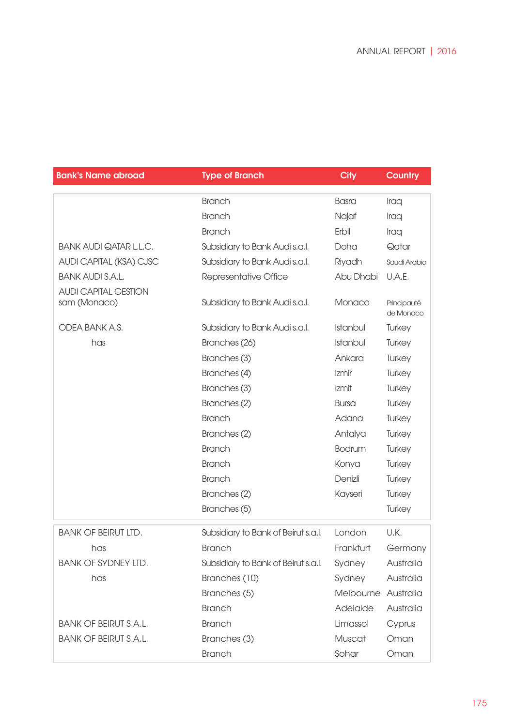| Bank's Name abroad | Type of Branch | City | Country |
|---|---|---|---|
| | Branch | Basra | Iraq |
| | Branch | Najaf | Iraq |
| | Branch | Erbil | Iraq |
| BANK AUDI QATAR L.L.C. | Subsidiary to Bank Audi s.a.l. | Doha | Qatar |
| AUDI CAPITAL (KSA) CJSC | Subsidiary to Bank Audi s.a.l. | Riyadh | Saudi Arabia |
| BANK AUDI S.A.L. | Representative Office | Abu Dhabi | U.A.E. |
| AUDI CAPITAL GESTION sam (Monaco) | Subsidiary to Bank Audi s.a.l. | Monaco | Principauté de Monaco |
| ODEA BANK A.S. | Subsidiary to Bank Audi s.a.l. | Istanbul | Turkey |
| has | Branches (26) | Istanbul | Turkey |
| | Branches (3) | Ankara | Turkey |
| | Branches (4) | Izmir | Turkey |
| | Branches (3) | Izmit | Turkey |
| | Branches (2) | Bursa | Turkey |
| | Branch | Adana | Turkey |
| | Branches (2) | Antalya | Turkey |
| | Branch | Bodrum | Turkey |
| | Branch | Konya | Turkey |
| | Branch | Denizli | Turkey |
| | Branches (2) | Kayseri | Turkey |
| | Branches (5) | | Turkey |
| BANK OF BEIRUT LTD. | Subsidiary to Bank of Beirut s.a.l. | London | U.K. |
| has | Branch | Frankfurt | Germany |
| BANK OF SYDNEY LTD. | Subsidiary to Bank of Beirut s.a.l. | Sydney | Australia |
| has | Branches (10) | Sydney | Australia |
| | Branches (5) | Melbourne | Australia |
| | Branch | Adelaide | Australia |
| BANK OF BEIRUT S.A.L. | Branch | Limassol | Cyprus |
| BANK OF BEIRUT S.A.L. | Branches (3) | Muscat | Oman |
| | Branch | Sohar | Oman |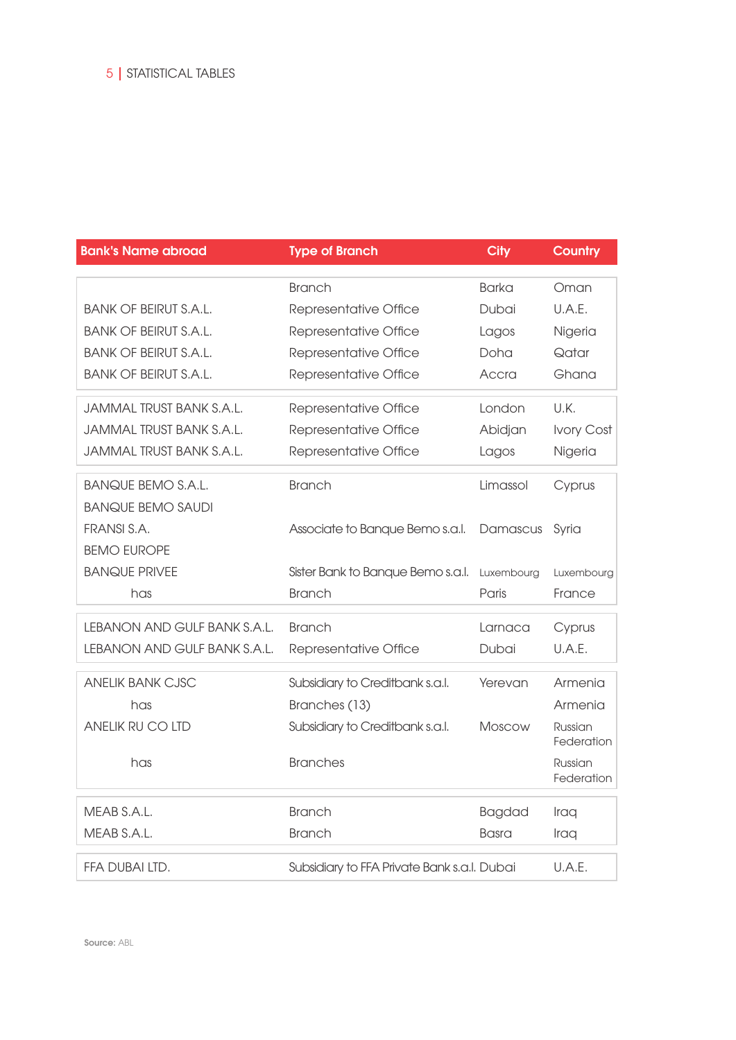| Bank's Name abroad | Type of Branch | City | Country |
|---|---|---|---|
| | Branch | Barka | Oman |
| BANK OF BEIRUT S.A.L. | Representative Office | Dubai | U.A.E. |
| BANK OF BEIRUT S.A.L. | Representative Office | Lagos | Nigeria |
| BANK OF BEIRUT S.A.L. | Representative Office | Doha | Qatar |
| BANK OF BEIRUT S.A.L. | Representative Office | Accra | Ghana |
| JAMMAL TRUST BANK S.A.L. | Representative Office | London | U.K. |
| JAMMAL TRUST BANK S.A.L. | Representative Office | Abidjan | Ivory Cost |
| JAMMAL TRUST BANK S.A.L. | Representative Office | Lagos | Nigeria |
| BANQUE BEMO S.A.L. | Branch | Limassol | Cyprus |
| BANQUE BEMO SAUDI FRANSI S.A. | Associate to Banque Bemo s.a.l. | Damascus | Syria |
| BEMO EUROPE BANQUE PRIVEE | Sister Bank to Banque Bemo s.a.l. | Luxembourg | Luxembourg |
| has | Branch | Paris | France |
| LEBANON AND GULF BANK S.A.L. | Branch | Larnaca | Cyprus |
| LEBANON AND GULF BANK S.A.L. | Representative Office | Dubai | U.A.E. |
| ANELIK BANK CJSC | Subsidiary to Creditbank s.a.l. | Yerevan | Armenia |
| has | Branches (13) | | Armenia |
| ANELIK RU CO LTD | Subsidiary to Creditbank s.a.l. | Moscow | Russian Federation |
| has | Branches | | Russian Federation |
| MEAB S.A.L. | Branch | Bagdad | Iraq |
| MEAB S.A.L. | Branch | Basra | Iraq |
| FFA DUBAI LTD. | Subsidiary to FFA Private Bank s.a.l. | Dubai | U.A.E. |

**Source:** ABL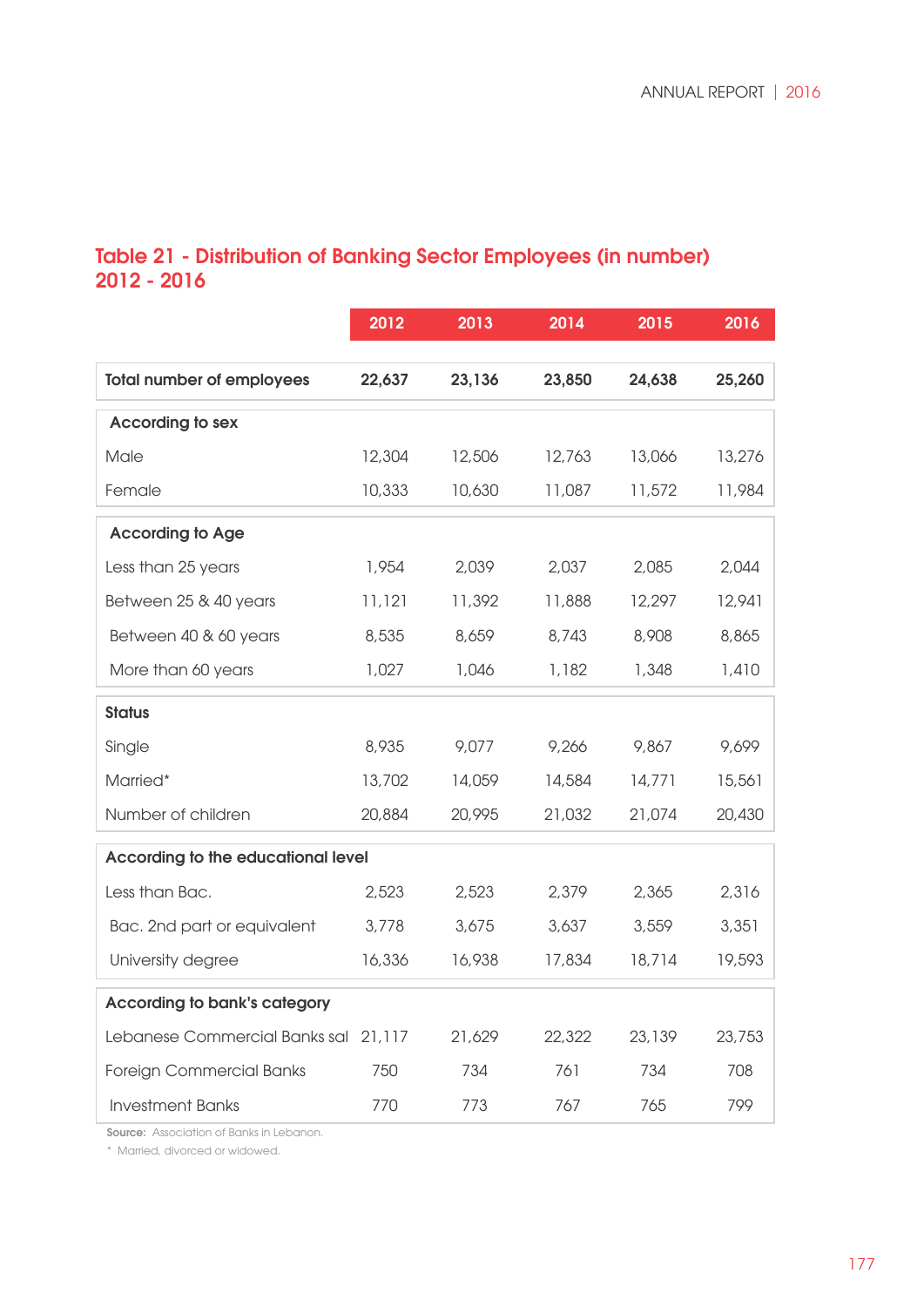## Table 21 - Distribution of Banking Sector Employees (in number) 2012 - 2016

| | 2012 | 2013 | 2014 | 2015 | 2016 |
|---|---|---|---|---|---|
| **Total number of employees** | **22,637** | **23,136** | **23,850** | **24,638** | **25,260** |
| **According to sex** | | | | | |
| Male | 12,304 | 12,506 | 12,763 | 13,066 | 13,276 |
| Female | 10,333 | 10,630 | 11,087 | 11,572 | 11,984 |
| **According to Age** | | | | | |
| Less than 25 years | 1,954 | 2,039 | 2,037 | 2,085 | 2,044 |
| Between 25 & 40 years | 11,121 | 11,392 | 11,888 | 12,297 | 12,941 |
| Between 40 & 60 years | 8,535 | 8,659 | 8,743 | 8,908 | 8,865 |
| More than 60 years | 1,027 | 1,046 | 1,182 | 1,348 | 1,410 |
| **Status** | | | | | |
| Single | 8,935 | 9,077 | 9,266 | 9,867 | 9,699 |
| Married* | 13,702 | 14,059 | 14,584 | 14,771 | 15,561 |
| Number of children | 20,884 | 20,995 | 21,032 | 21,074 | 20,430 |
| **According to the educational level** | | | | | |
| Less than Bac. | 2,523 | 2,523 | 2,379 | 2,365 | 2,316 |
| Bac. 2nd part or equivalent | 3,778 | 3,675 | 3,637 | 3,559 | 3,351 |
| University degree | 16,336 | 16,938 | 17,834 | 18,714 | 19,593 |
| **According to bank's category** | | | | | |
| Lebanese Commercial Banks sal | 21,117 | 21,629 | 22,322 | 23,139 | 23,753 |
| Foreign Commercial Banks | 750 | 734 | 761 | 734 | 708 |
| Investment Banks | 770 | 773 | 767 | 765 | 799 |

**Source:** Association of Banks in Lebanon.

\* Married, divorced or widowed.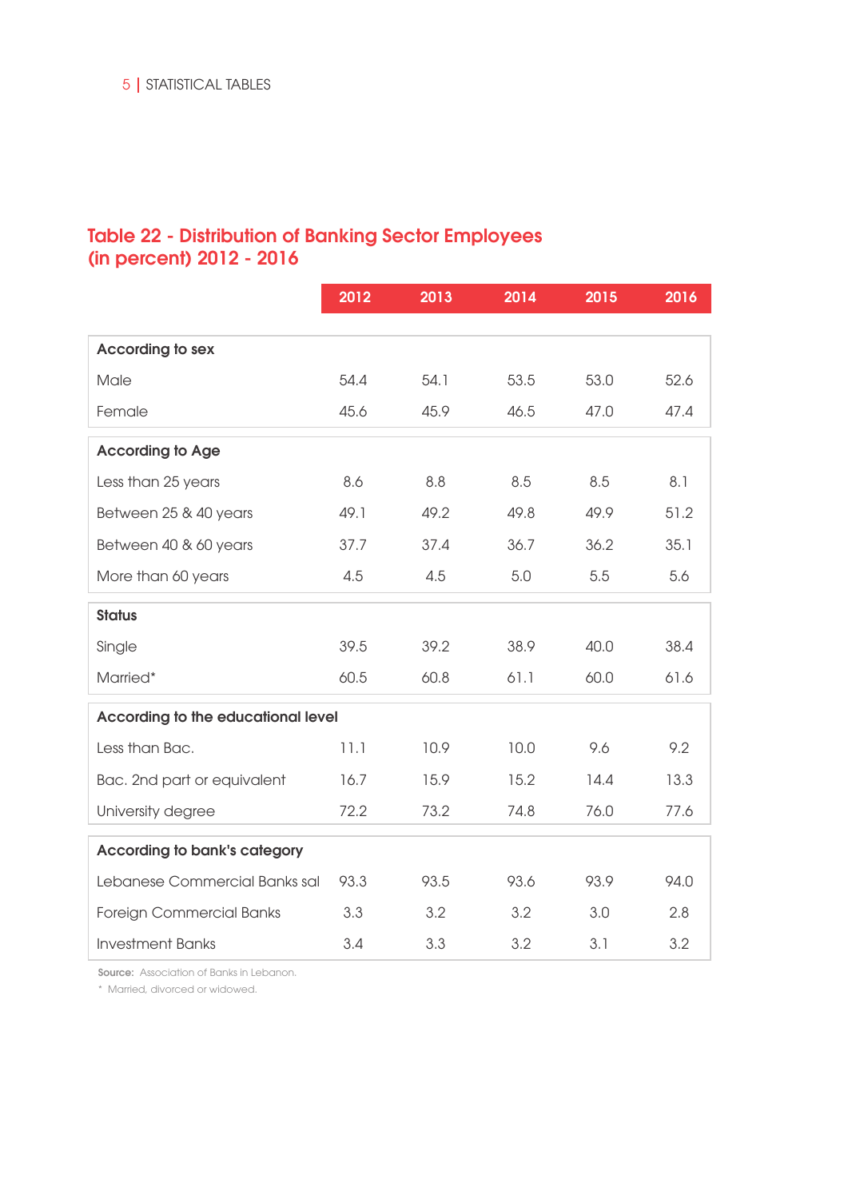## Table 22 - Distribution of Banking Sector Employees (in percent) 2012 - 2016

| | 2012 | 2013 | 2014 | 2015 | 2016 |
|---|---|---|---|---|---|
| **According to sex** | | | | | |
| Male | 54.4 | 54.1 | 53.5 | 53.0 | 52.6 |
| Female | 45.6 | 45.9 | 46.5 | 47.0 | 47.4 |
| **According to Age** | | | | | |
| Less than 25 years | 8.6 | 8.8 | 8.5 | 8.5 | 8.1 |
| Between 25 & 40 years | 49.1 | 49.2 | 49.8 | 49.9 | 51.2 |
| Between 40 & 60 years | 37.7 | 37.4 | 36.7 | 36.2 | 35.1 |
| More than 60 years | 4.5 | 4.5 | 5.0 | 5.5 | 5.6 |
| **Status** | | | | | |
| Single | 39.5 | 39.2 | 38.9 | 40.0 | 38.4 |
| Married* | 60.5 | 60.8 | 61.1 | 60.0 | 61.6 |
| **According to the educational level** | | | | | |
| Less than Bac. | 11.1 | 10.9 | 10.0 | 9.6 | 9.2 |
| Bac. 2nd part or equivalent | 16.7 | 15.9 | 15.2 | 14.4 | 13.3 |
| University degree | 72.2 | 73.2 | 74.8 | 76.0 | 77.6 |
| **According to bank's category** | | | | | |
| Lebanese Commercial Banks sal | 93.3 | 93.5 | 93.6 | 93.9 | 94.0 |
| Foreign Commercial Banks | 3.3 | 3.2 | 3.2 | 3.0 | 2.8 |
| Investment Banks | 3.4 | 3.3 | 3.2 | 3.1 | 3.2 |

**Source:** Association of Banks in Lebanon.

\* Married, divorced or widowed.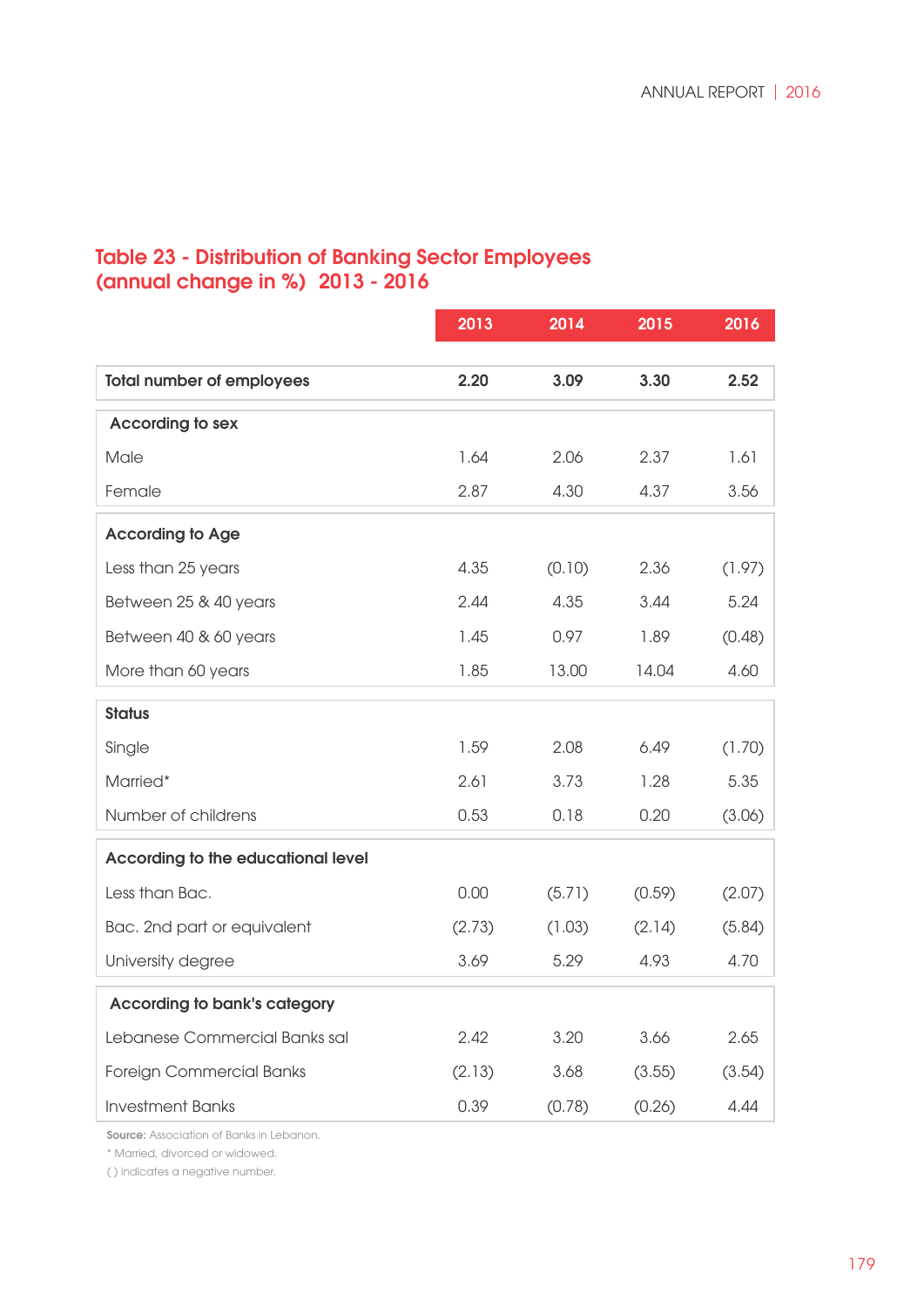## Table 23 - Distribution of Banking Sector Employees (annual change in %) 2013 - 2016

| | 2013 | 2014 | 2015 | 2016 |
|---|---|---|---|---|
| **Total number of employees** | **2.20** | **3.09** | **3.30** | **2.52** |
| **According to sex** | | | | |
| Male | 1.64 | 2.06 | 2.37 | 1.61 |
| Female | 2.87 | 4.30 | 4.37 | 3.56 |
| **According to Age** | | | | |
| Less than 25 years | 4.35 | (0.10) | 2.36 | (1.97) |
| Between 25 & 40 years | 2.44 | 4.35 | 3.44 | 5.24 |
| Between 40 & 60 years | 1.45 | 0.97 | 1.89 | (0.48) |
| More than 60 years | 1.85 | 13.00 | 14.04 | 4.60 |
| **Status** | | | | |
| Single | 1.59 | 2.08 | 6.49 | (1.70) |
| Married* | 2.61 | 3.73 | 1.28 | 5.35 |
| Number of childrens | 0.53 | 0.18 | 0.20 | (3.06) |
| **According to the educational level** | | | | |
| Less than Bac. | 0.00 | (5.71) | (0.59) | (2.07) |
| Bac. 2nd part or equivalent | (2.73) | (1.03) | (2.14) | (5.84) |
| University degree | 3.69 | 5.29 | 4.93 | 4.70 |
| **According to bank's category** | | | | |
| Lebanese Commercial Banks sal | 2.42 | 3.20 | 3.66 | 2.65 |
| Foreign Commercial Banks | (2.13) | 3.68 | (3.55) | (3.54) |
| Investment Banks | 0.39 | (0.78) | (0.26) | 4.44 |

**Source:** Association of Banks in Lebanon.

* Married, divorced or widowed.

( ) indicates a negative number.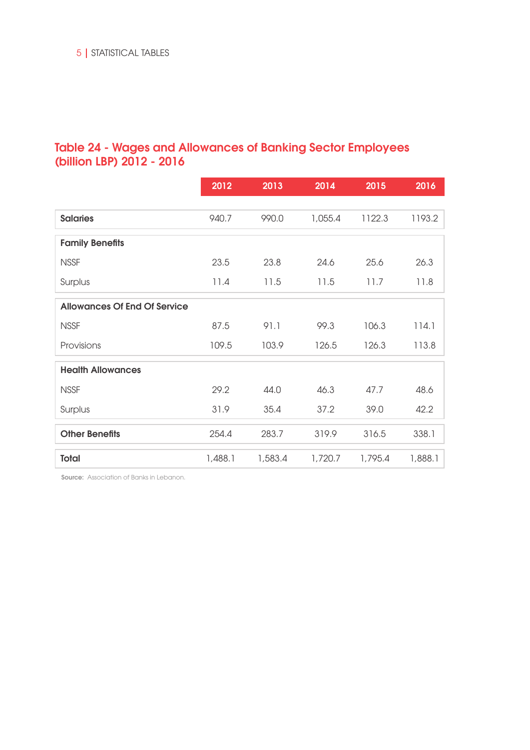## Table 24 - Wages and Allowances of Banking Sector Employees (billion LBP) 2012 - 2016

| | 2012 | 2013 | 2014 | 2015 | 2016 |
|---|---|---|---|---|---|
| **Salaries** | 940.7 | 990.0 | 1,055.4 | 1122.3 | 1193.2 |
| **Family Benefits** | | | | | |
| NSSF | 23.5 | 23.8 | 24.6 | 25.6 | 26.3 |
| Surplus | 11.4 | 11.5 | 11.5 | 11.7 | 11.8 |
| **Allowances Of End Of Service** | | | | | |
| NSSF | 87.5 | 91.1 | 99.3 | 106.3 | 114.1 |
| Provisions | 109.5 | 103.9 | 126.5 | 126.3 | 113.8 |
| **Health Allowances** | | | | | |
| NSSF | 29.2 | 44.0 | 46.3 | 47.7 | 48.6 |
| Surplus | 31.9 | 35.4 | 37.2 | 39.0 | 42.2 |
| **Other Benefits** | 254.4 | 283.7 | 319.9 | 316.5 | 338.1 |
| **Total** | 1,488.1 | 1,583.4 | 1,720.7 | 1,795.4 | 1,888.1 |

**Source:** Association of Banks in Lebanon.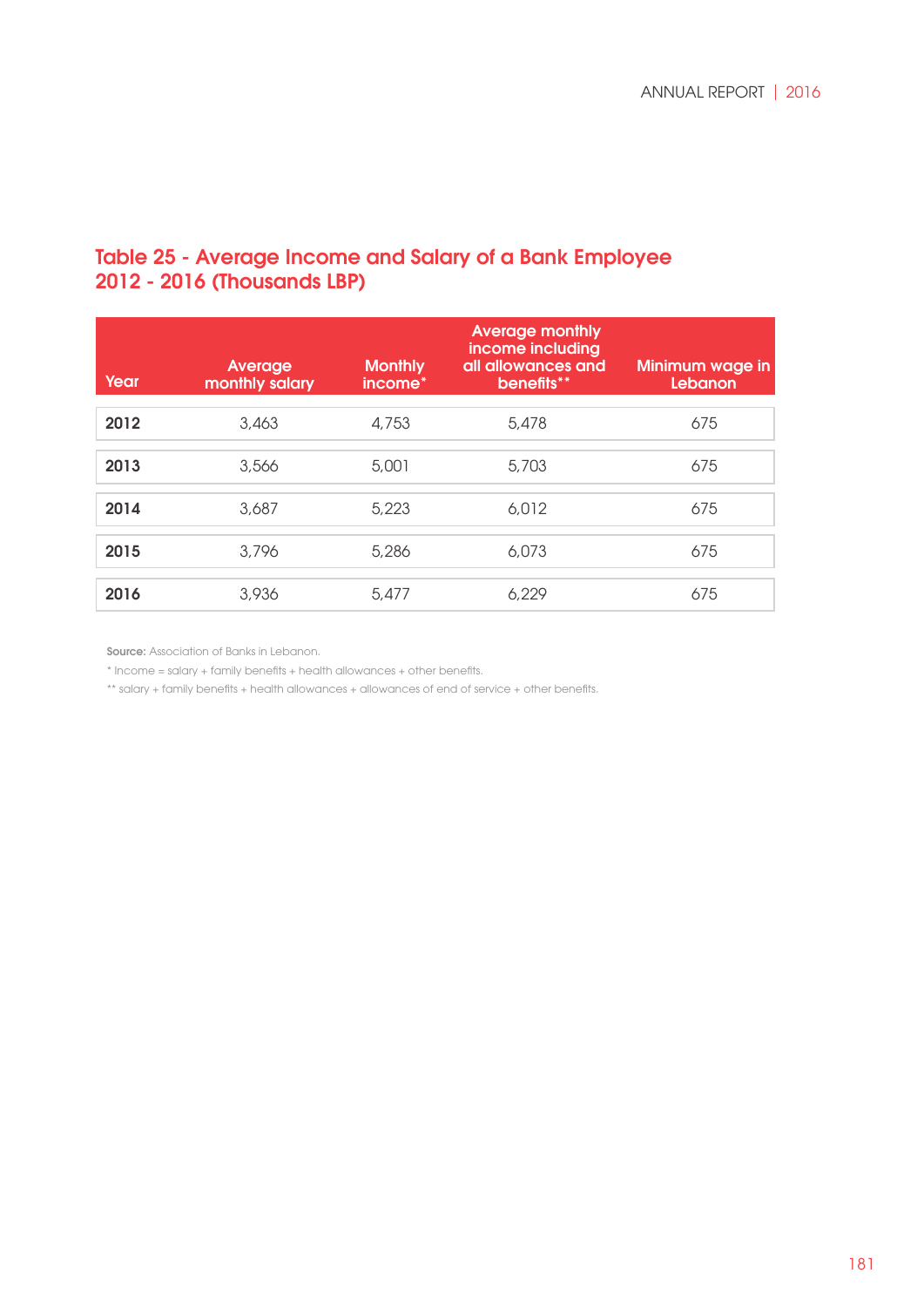## Table 25 - Average Income and Salary of a Bank Employee 2012 - 2016 (Thousands LBP)

| Year | Average monthly salary | Monthly income* | Average monthly income including all allowances and benefits** | Minimum wage in Lebanon |
|---|---|---|---|---|
| **2012** | 3,463 | 4,753 | 5,478 | 675 |
| **2013** | 3,566 | 5,001 | 5,703 | 675 |
| **2014** | 3,687 | 5,223 | 6,012 | 675 |
| **2015** | 3,796 | 5,286 | 6,073 | 675 |
| **2016** | 3,936 | 5,477 | 6,229 | 675 |

**Source:** Association of Banks in Lebanon.

* Income = salary + family benefits + health allowances + other benefits.

** salary + family benefits + health allowances + allowances of end of service + other benefits.